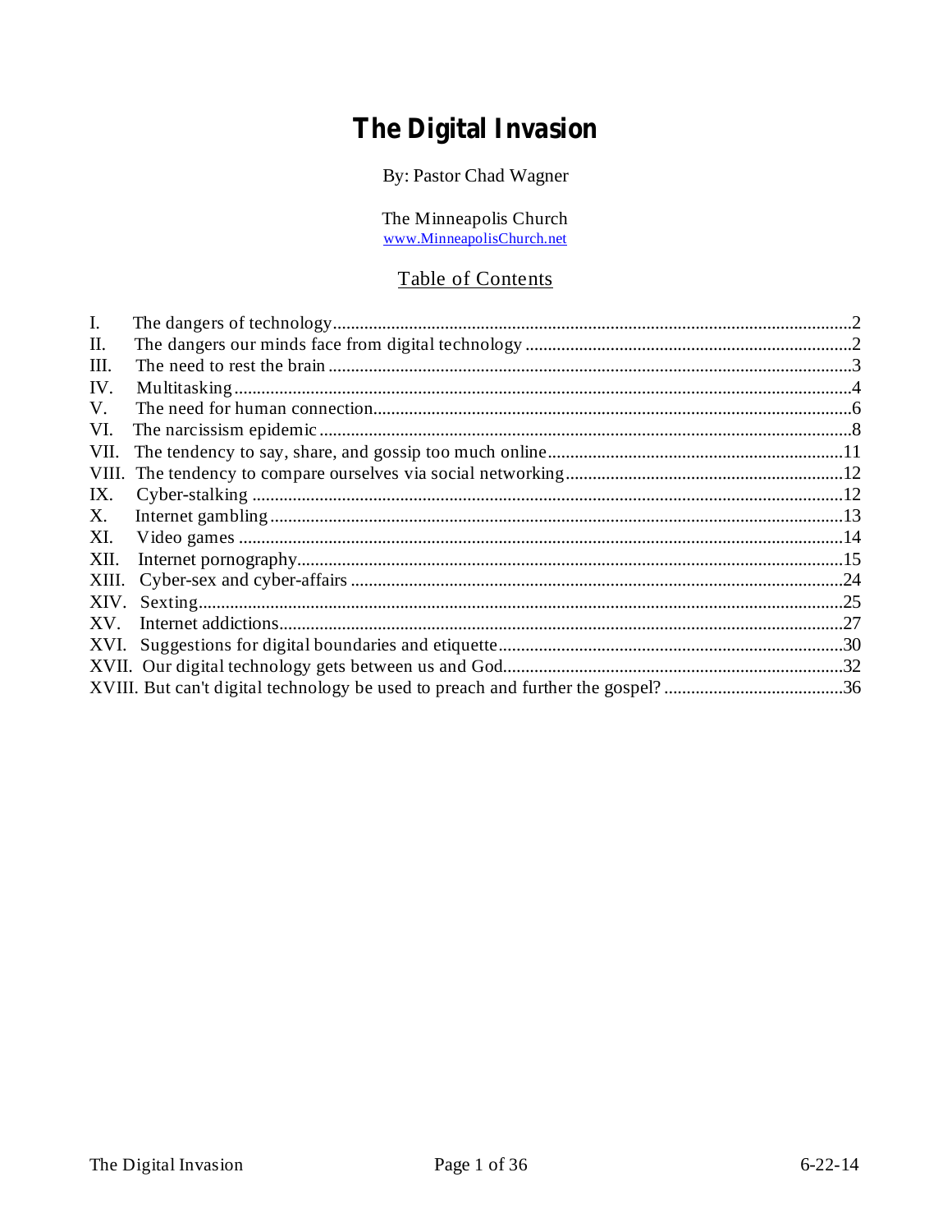# The Digital Invasion

By: Pastor Chad Wagner

The Minneapolis Church
www.MinneapolisChurch.net

## Table of Contents

I. The dangers of technology....2
II. The dangers our minds face from digital technology....2
III. The need to rest the brain....3
IV. Multitasking....4
V. The need for human connection....6
VI. The narcissism epidemic....8
VII. The tendency to say, share, and gossip too much online....11
VIII. The tendency to compare ourselves via social networking....12
IX. Cyber-stalking....12
X. Internet gambling....13
XI. Video games....14
XII. Internet pornography....15
XIII. Cyber-sex and cyber-affairs....24
XIV. Sexting....25
XV. Internet addictions....27
XVI. Suggestions for digital boundaries and etiquette....30
XVII. Our digital technology gets between us and God....32
XVIII. But can't digital technology be used to preach and further the gospel?....36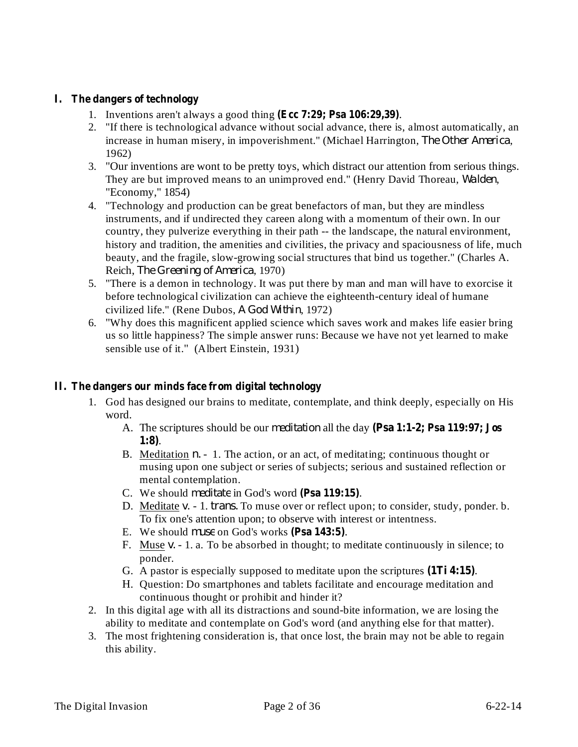## I. The dangers of technology

1. Inventions aren't always a good thing **(Ecc 7:29; Psa 106:29,39)**.
2. "If there is technological advance without social advance, there is, almost automatically, an increase in human misery, in impoverishment." (Michael Harrington, *The Other America*, 1962)
3. "Our inventions are wont to be pretty toys, which distract our attention from serious things. They are but improved means to an unimproved end." (Henry David Thoreau, *Walden*, "Economy," 1854)
4. "Technology and production can be great benefactors of man, but they are mindless instruments, and if undirected they careen along with a momentum of their own. In our country, they pulverize everything in their path -- the landscape, the natural environment, history and tradition, the amenities and civilities, the privacy and spaciousness of life, much beauty, and the fragile, slow-growing social structures that bind us together." (Charles A. Reich, *The Greening of America*, 1970)
5. "There is a demon in technology. It was put there by man and man will have to exorcise it before technological civilization can achieve the eighteenth-century ideal of humane civilized life." (Rene Dubos, *A God Within*, 1972)
6. "Why does this magnificent applied science which saves work and makes life easier bring us so little happiness? The simple answer runs: Because we have not yet learned to make sensible use of it." (Albert Einstein, 1931)

## II. The dangers our minds face from digital technology

1. God has designed our brains to meditate, contemplate, and think deeply, especially on His word.
   - A. The scriptures should be our *meditation* all the day **(Psa 1:1-2; Psa 119:97; Jos 1:8)**.
   - B. Meditation *n.* - 1. The action, or an act, of meditating; continuous thought or musing upon one subject or series of subjects; serious and sustained reflection or mental contemplation.
   - C. We should *meditate* in God's word **(Psa 119:15)**.
   - D. Meditate *v.* - 1. *trans.* To muse over or reflect upon; to consider, study, ponder. b. To fix one's attention upon; to observe with interest or intentness.
   - E. We should *muse* on God's works **(Psa 143:5)**.
   - F. Muse *v.* - 1. a. To be absorbed in thought; to meditate continuously in silence; to ponder.
   - G. A pastor is especially supposed to meditate upon the scriptures **(1Ti 4:15)**.
   - H. Question: Do smartphones and tablets facilitate and encourage meditation and continuous thought or prohibit and hinder it?
2. In this digital age with all its distractions and sound-bite information, we are losing the ability to meditate and contemplate on God's word (and anything else for that matter).
3. The most frightening consideration is, that once lost, the brain may not be able to regain this ability.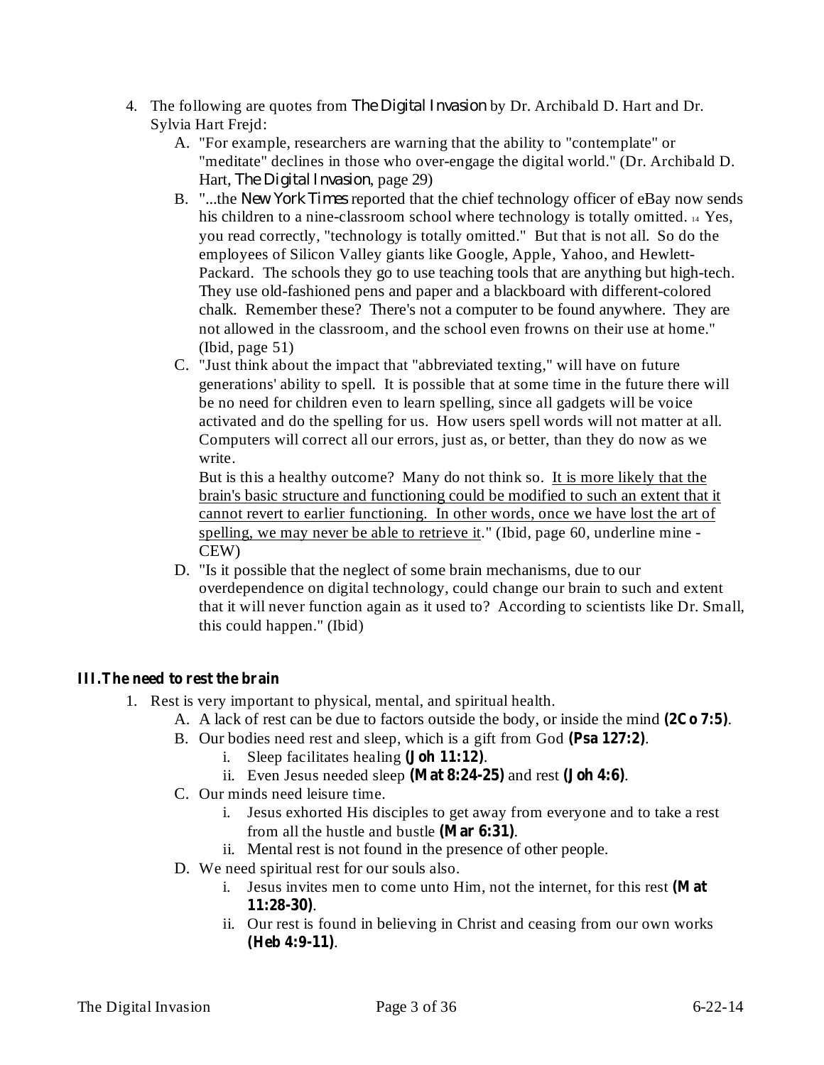4. The following are quotes from *The Digital Invasion* by Dr. Archibald D. Hart and Dr. Sylvia Hart Frejd:
   A. "For example, researchers are warning that the ability to "contemplate" or "meditate" declines in those who over-engage the digital world." (Dr. Archibald D. Hart, *The Digital Invasion*, page 29)
   B. "...the *New York Times* reported that the chief technology officer of eBay now sends his children to a nine-classroom school where technology is totally omitted. [14] Yes, you read correctly, "technology is totally omitted." But that is not all. So do the employees of Silicon Valley giants like Google, Apple, Yahoo, and Hewlett-Packard. The schools they go to use teaching tools that are anything but high-tech. They use old-fashioned pens and paper and a blackboard with different-colored chalk. Remember these? There's not a computer to be found anywhere. They are not allowed in the classroom, and the school even frowns on their use at home." (Ibid, page 51)
   C. "Just think about the impact that "abbreviated texting," will have on future generations' ability to spell. It is possible that at some time in the future there will be no need for children even to learn spelling, since all gadgets will be voice activated and do the spelling for us. How users spell words will not matter at all. Computers will correct all our errors, just as, or better, than they do now as we write.
      But is this a healthy outcome? Many do not think so. <u>It is more likely that the brain's basic structure and functioning could be modified to such an extent that it cannot revert to earlier functioning. In other words, once we have lost the art of spelling, we may never be able to retrieve it</u>." (Ibid, page 60, underline mine - CEW)
   D. "Is it possible that the neglect of some brain mechanisms, due to our overdependence on digital technology, could change our brain to such and extent that it will never function again as it used to? According to scientists like Dr. Small, this could happen." (Ibid)

### III. The need to rest the brain

1. Rest is very important to physical, mental, and spiritual health.
   A. A lack of rest can be due to factors outside the body, or inside the mind **(2Co 7:5)**.
   B. Our bodies need rest and sleep, which is a gift from God **(Psa 127:2)**.
      i. Sleep facilitates healing **(Joh 11:12)**.
      ii. Even Jesus needed sleep **(Mat 8:24-25)** and rest **(Joh 4:6)**.
   C. Our minds need leisure time.
      i. Jesus exhorted His disciples to get away from everyone and to take a rest from all the hustle and bustle **(Mar 6:31)**.
      ii. Mental rest is not found in the presence of other people.
   D. We need spiritual rest for our souls also.
      i. Jesus invites men to come unto Him, not the internet, for this rest **(Mat 11:28-30)**.
      ii. Our rest is found in believing in Christ and ceasing from our own works **(Heb 4:9-11)**.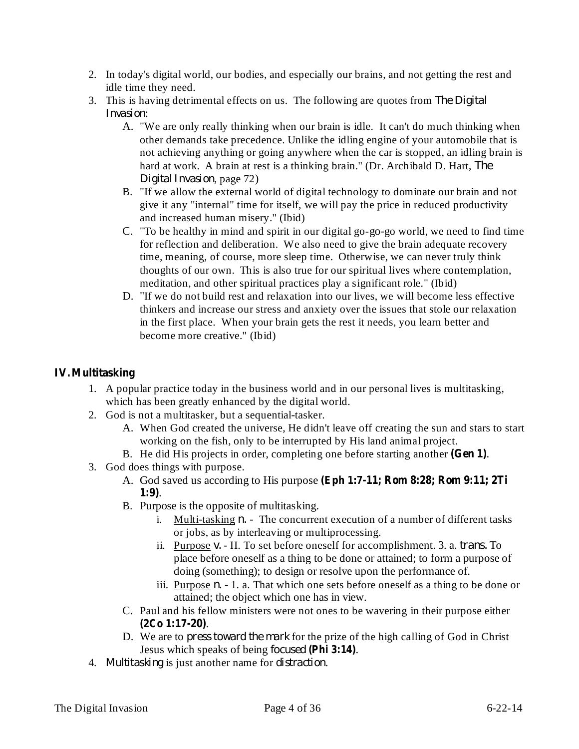2. In today's digital world, our bodies, and especially our brains, and not getting the rest and idle time they need.
3. This is having detrimental effects on us. The following are quotes from *The Digital Invasion*:
    - A. "We are only really thinking when our brain is idle. It can't do much thinking when other demands take precedence. Unlike the idling engine of your automobile that is not achieving anything or going anywhere when the car is stopped, an idling brain is hard at work. A brain at rest is a thinking brain." (Dr. Archibald D. Hart, *The Digital Invasion*, page 72)
    - B. "If we allow the external world of digital technology to dominate our brain and not give it any "internal" time for itself, we will pay the price in reduced productivity and increased human misery." (Ibid)
    - C. "To be healthy in mind and spirit in our digital go-go-go world, we need to find time for reflection and deliberation. We also need to give the brain adequate recovery time, meaning, of course, more sleep time. Otherwise, we can never truly think thoughts of our own. This is also true for our spiritual lives where contemplation, meditation, and other spiritual practices play a significant role." (Ibid)
    - D. "If we do not build rest and relaxation into our lives, we will become less effective thinkers and increase our stress and anxiety over the issues that stole our relaxation in the first place. When your brain gets the rest it needs, you learn better and become more creative." (Ibid)

## IV. Multitasking

1. A popular practice today in the business world and in our personal lives is multitasking, which has been greatly enhanced by the digital world.
2. God is not a multitasker, but a sequential-tasker.
    - A. When God created the universe, He didn't leave off creating the sun and stars to start working on the fish, only to be interrupted by His land animal project.
    - B. He did His projects in order, completing one before starting another **(Gen 1)**.
3. God does things with purpose.
    - A. God saved us according to His purpose **(Eph 1:7-11; Rom 8:28; Rom 9:11; 2Ti 1:9)**.
    - B. Purpose is the opposite of multitasking.
        - i. Multi-tasking *n.* - The concurrent execution of a number of different tasks or jobs, as by interleaving or multiprocessing.
        - ii. Purpose *v.* - II. To set before oneself for accomplishment. 3. a. *trans.* To place before oneself as a thing to be done or attained; to form a purpose of doing (something); to design or resolve upon the performance of.
        - iii. Purpose *n.* - 1. a. That which one sets before oneself as a thing to be done or attained; the object which one has in view.
    - C. Paul and his fellow ministers were not ones to be wavering in their purpose either **(2Co 1:17-20)**.
    - D. We are to *press toward the mark* for the prize of the high calling of God in Christ Jesus which speaks of being *focused* **(Phi 3:14)**.
4. *Multitasking* is just another name for *distraction*.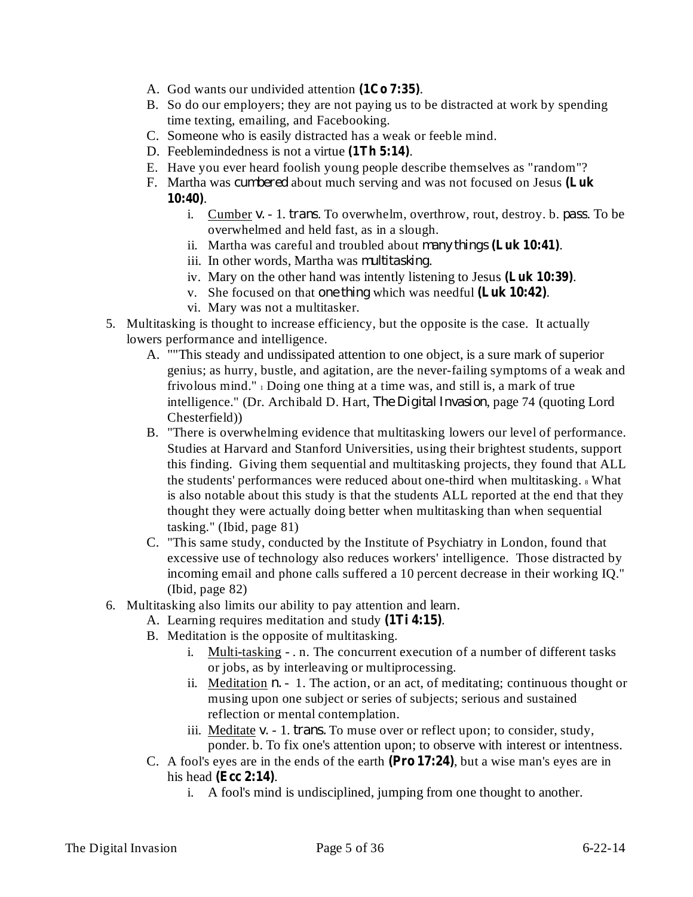A. God wants our undivided attention **(1Co 7:35)**.
   B. So do our employers; they are not paying us to be distracted at work by spending time texting, emailing, and Facebooking.
   C. Someone who is easily distracted has a weak or feeble mind.
   D. Feeblemindedness is not a virtue **(1Th 5:14)**.
   E. Have you ever heard foolish young people describe themselves as "random"?
   F. Martha was *cumbered* about much serving and was not focused on Jesus **(Luk 10:40)**.
      i. Cumber *v.* - 1. *trans.* To overwhelm, overthrow, rout, destroy. b. *pass.* To be overwhelmed and held fast, as in a slough.
      ii. Martha was careful and troubled about *many things* **(Luk 10:41)**.
      iii. In other words, Martha was *multitasking*.
      iv. Mary on the other hand was intently listening to Jesus **(Luk 10:39)**.
      v. She focused on that *one thing* which was needful **(Luk 10:42)**.
      vi. Mary was not a multitasker.

5. Multitasking is thought to increase efficiency, but the opposite is the case. It actually lowers performance and intelligence.
   A. ""This steady and undissipated attention to one object, is a sure mark of superior genius; as hurry, bustle, and agitation, are the never-failing symptoms of a weak and frivolous mind." [1] Doing one thing at a time was, and still is, a mark of true intelligence." (Dr. Archibald D. Hart, *The Digital Invasion*, page 74 (quoting Lord Chesterfield))
   B. "There is overwhelming evidence that multitasking lowers our level of performance. Studies at Harvard and Stanford Universities, using their brightest students, support this finding. Giving them sequential and multitasking projects, they found that ALL the students' performances were reduced about one-third when multitasking. [8] What is also notable about this study is that the students ALL reported at the end that they thought they were actually doing better when multitasking than when sequential tasking." (Ibid, page 81)
   C. "This same study, conducted by the Institute of Psychiatry in London, found that excessive use of technology also reduces workers' intelligence. Those distracted by incoming email and phone calls suffered a 10 percent decrease in their working IQ." (Ibid, page 82)

6. Multitasking also limits our ability to pay attention and learn.
   A. Learning requires meditation and study **(1Ti 4:15)**.
   B. Meditation is the opposite of multitasking.
      i. Multi-tasking - . n. The concurrent execution of a number of different tasks or jobs, as by interleaving or multiprocessing.
      ii. Meditation *n.* - 1. The action, or an act, of meditating; continuous thought or musing upon one subject or series of subjects; serious and sustained reflection or mental contemplation.
      iii. Meditate *v.* - 1. *trans.* To muse over or reflect upon; to consider, study, ponder. b. To fix one's attention upon; to observe with interest or intentness.
   C. A fool's eyes are in the ends of the earth **(Pro 17:24)**, but a wise man's eyes are in his head **(Ecc 2:14)**.
      i. A fool's mind is undisciplined, jumping from one thought to another.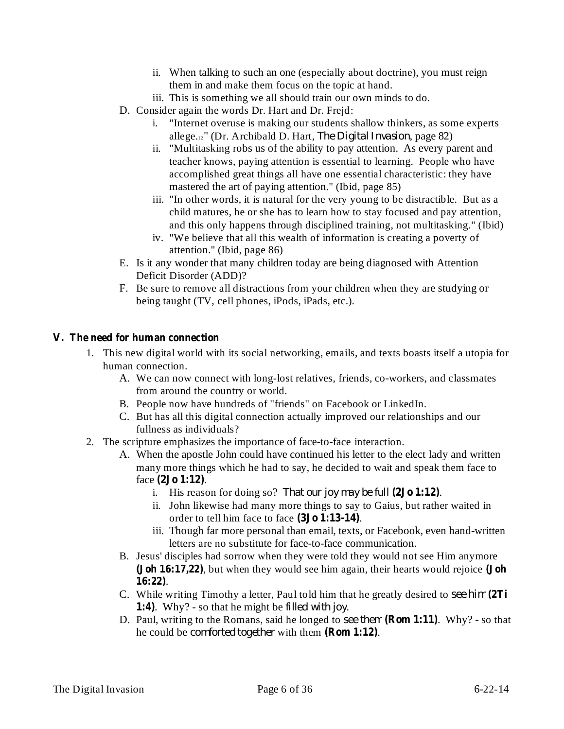ii. When talking to such an one (especially about doctrine), you must reign them in and make them focus on the topic at hand.

iii. This is something we all should train our own minds to do.

D. Consider again the words Dr. Hart and Dr. Frejd:

   i. "Internet overuse is making our students shallow thinkers, as some experts allege.[12]" (Dr. Archibald D. Hart, *The Digital Invasion*, page 82)

   ii. "Multitasking robs us of the ability to pay attention. As every parent and teacher knows, paying attention is essential to learning. People who have accomplished great things all have one essential characteristic: they have mastered the art of paying attention." (Ibid, page 85)

   iii. "In other words, it is natural for the very young to be distractible. But as a child matures, he or she has to learn how to stay focused and pay attention, and this only happens through disciplined training, not multitasking." (Ibid)

   iv. "We believe that all this wealth of information is creating a poverty of attention." (Ibid, page 86)

E. Is it any wonder that many children today are being diagnosed with Attention Deficit Disorder (ADD)?

F. Be sure to remove all distractions from your children when they are studying or being taught (TV, cell phones, iPods, iPads, etc.).

## V. The need for human connection

1. This new digital world with its social networking, emails, and texts boasts itself a utopia for human connection.

   A. We can now connect with long-lost relatives, friends, co-workers, and classmates from around the country or world.

   B. People now have hundreds of "friends" on Facebook or LinkedIn.

   C. But has all this digital connection actually improved our relationships and our fullness as individuals?

2. The scripture emphasizes the importance of face-to-face interaction.

   A. When the apostle John could have continued his letter to the elect lady and written many more things which he had to say, he decided to wait and speak them face to face **(2Jo 1:12)**.

      i. His reason for doing so? *That our joy may be full* **(2Jo 1:12)**.

      ii. John likewise had many more things to say to Gaius, but rather waited in order to tell him face to face **(3Jo 1:13-14)**.

      iii. Though far more personal than email, texts, or Facebook, even hand-written letters are no substitute for face-to-face communication.

   B. Jesus' disciples had sorrow when they were told they would not see Him anymore **(Joh 16:17,22)**, but when they would see him again, their hearts would rejoice **(Joh 16:22)**.

   C. While writing Timothy a letter, Paul told him that he greatly desired to *see him* **(2Ti 1:4)**. Why? - so that he might be *filled with joy*.

   D. Paul, writing to the Romans, said he longed to *see them* **(Rom 1:11)**. Why? - so that he could be *comforted together* with them **(Rom 1:12)**.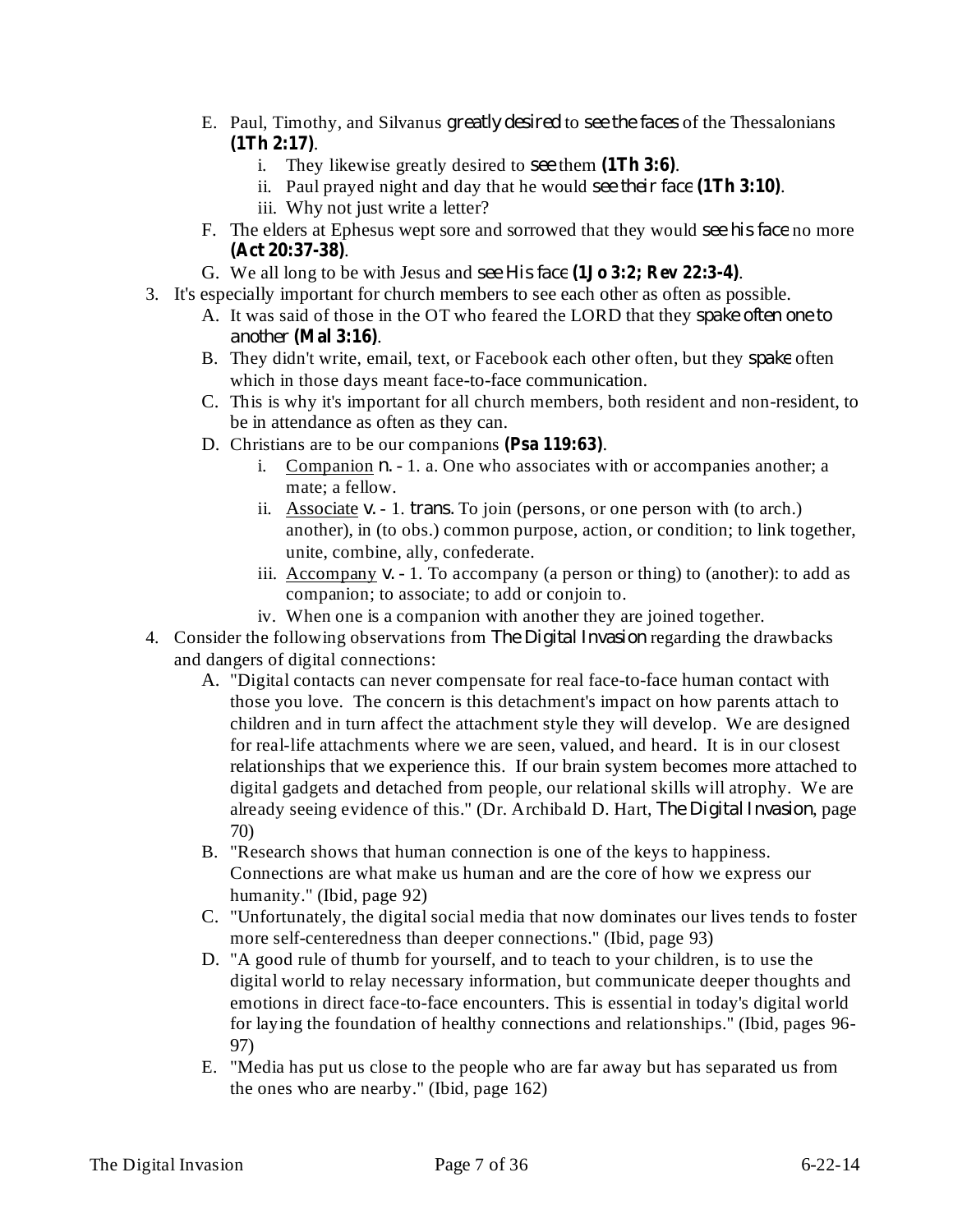E. Paul, Timothy, and Silvanus *greatly desired* to *see the faces* of the Thessalonians **(1Th 2:17)**.
   i. They likewise greatly desired to *see* them **(1Th 3:6)**.
   ii. Paul prayed night and day that he would *see their face* **(1Th 3:10)**.
   iii. Why not just write a letter?

F. The elders at Ephesus wept sore and sorrowed that they would *see his face* no more **(Act 20:37-38)**.

G. We all long to be with Jesus and *see His face* **(1Jo 3:2; Rev 22:3-4)**.

3. It's especially important for church members to see each other as often as possible.
   A. It was said of those in the OT who feared the LORD that they *spake often one to another* **(Mal 3:16)**.
   B. They didn't write, email, text, or Facebook each other often, but they *spake* often which in those days meant face-to-face communication.
   C. This is why it's important for all church members, both resident and non-resident, to be in attendance as often as they can.
   D. Christians are to be our companions **(Psa 119:63)**.
      i. Companion *n.* - 1. a. One who associates with or accompanies another; a mate; a fellow.
      ii. Associate *v.* - 1. *trans.* To join (persons, or one person with (to arch.) another), in (to obs.) common purpose, action, or condition; to link together, unite, combine, ally, confederate.
      iii. Accompany *v.* - 1. To accompany (a person or thing) to (another): to add as companion; to associate; to add or conjoin to.
      iv. When one is a companion with another they are joined together.

4. Consider the following observations from *The Digital Invasion* regarding the drawbacks and dangers of digital connections:
   A. "Digital contacts can never compensate for real face-to-face human contact with those you love. The concern is this detachment's impact on how parents attach to children and in turn affect the attachment style they will develop. We are designed for real-life attachments where we are seen, valued, and heard. It is in our closest relationships that we experience this. If our brain system becomes more attached to digital gadgets and detached from people, our relational skills will atrophy. We are already seeing evidence of this." (Dr. Archibald D. Hart, *The Digital Invasion*, page 70)
   B. "Research shows that human connection is one of the keys to happiness. Connections are what make us human and are the core of how we express our humanity." (Ibid, page 92)
   C. "Unfortunately, the digital social media that now dominates our lives tends to foster more self-centeredness than deeper connections." (Ibid, page 93)
   D. "A good rule of thumb for yourself, and to teach to your children, is to use the digital world to relay necessary information, but communicate deeper thoughts and emotions in direct face-to-face encounters. This is essential in today's digital world for laying the foundation of healthy connections and relationships." (Ibid, pages 96-97)
   E. "Media has put us close to the people who are far away but has separated us from the ones who are nearby." (Ibid, page 162)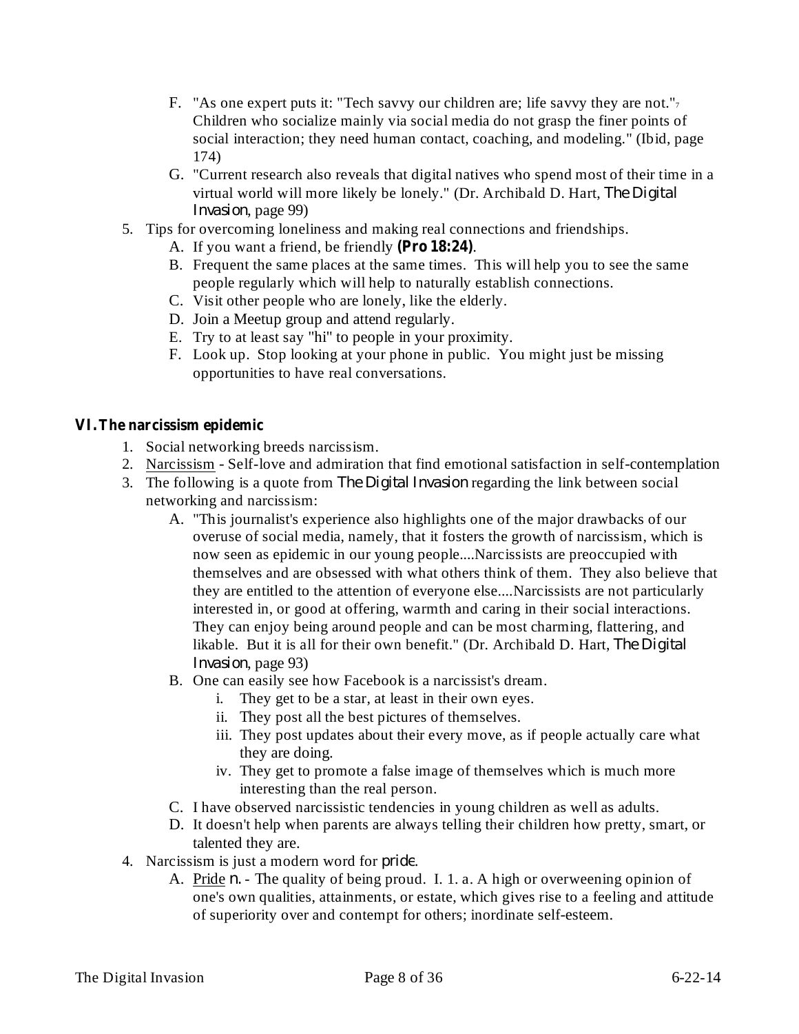F. "As one expert puts it: "Tech savvy our children are; life savvy they are not."[7] Children who socialize mainly via social media do not grasp the finer points of social interaction; they need human contact, coaching, and modeling." (Ibid, page 174)

G. "Current research also reveals that digital natives who spend most of their time in a virtual world will more likely be lonely." (Dr. Archibald D. Hart, *The Digital Invasion*, page 99)

5. Tips for overcoming loneliness and making real connections and friendships.
   A. If you want a friend, be friendly **(Pro 18:24)**.
   B. Frequent the same places at the same times. This will help you to see the same people regularly which will help to naturally establish connections.
   C. Visit other people who are lonely, like the elderly.
   D. Join a Meetup group and attend regularly.
   E. Try to at least say "hi" to people in your proximity.
   F. Look up. Stop looking at your phone in public. You might just be missing opportunities to have real conversations.

## VI. The narcissism epidemic

1. Social networking breeds narcissism.
2. Narcissism - Self-love and admiration that find emotional satisfaction in self-contemplation
3. The following is a quote from *The Digital Invasion* regarding the link between social networking and narcissism:
   A. "This journalist's experience also highlights one of the major drawbacks of our overuse of social media, namely, that it fosters the growth of narcissism, which is now seen as epidemic in our young people....Narcissists are preoccupied with themselves and are obsessed with what others think of them. They also believe that they are entitled to the attention of everyone else....Narcissists are not particularly interested in, or good at offering, warmth and caring in their social interactions. They can enjoy being around people and can be most charming, flattering, and likable. But it is all for their own benefit." (Dr. Archibald D. Hart, *The Digital Invasion*, page 93)
   B. One can easily see how Facebook is a narcissist's dream.
      i. They get to be a star, at least in their own eyes.
      ii. They post all the best pictures of themselves.
      iii. They post updates about their every move, as if people actually care what they are doing.
      iv. They get to promote a false image of themselves which is much more interesting than the real person.
   C. I have observed narcissistic tendencies in young children as well as adults.
   D. It doesn't help when parents are always telling their children how pretty, smart, or talented they are.
4. Narcissism is just a modern word for *pride*.
   A. Pride *n.* - The quality of being proud. I. 1. a. A high or overweening opinion of one's own qualities, attainments, or estate, which gives rise to a feeling and attitude of superiority over and contempt for others; inordinate self-esteem.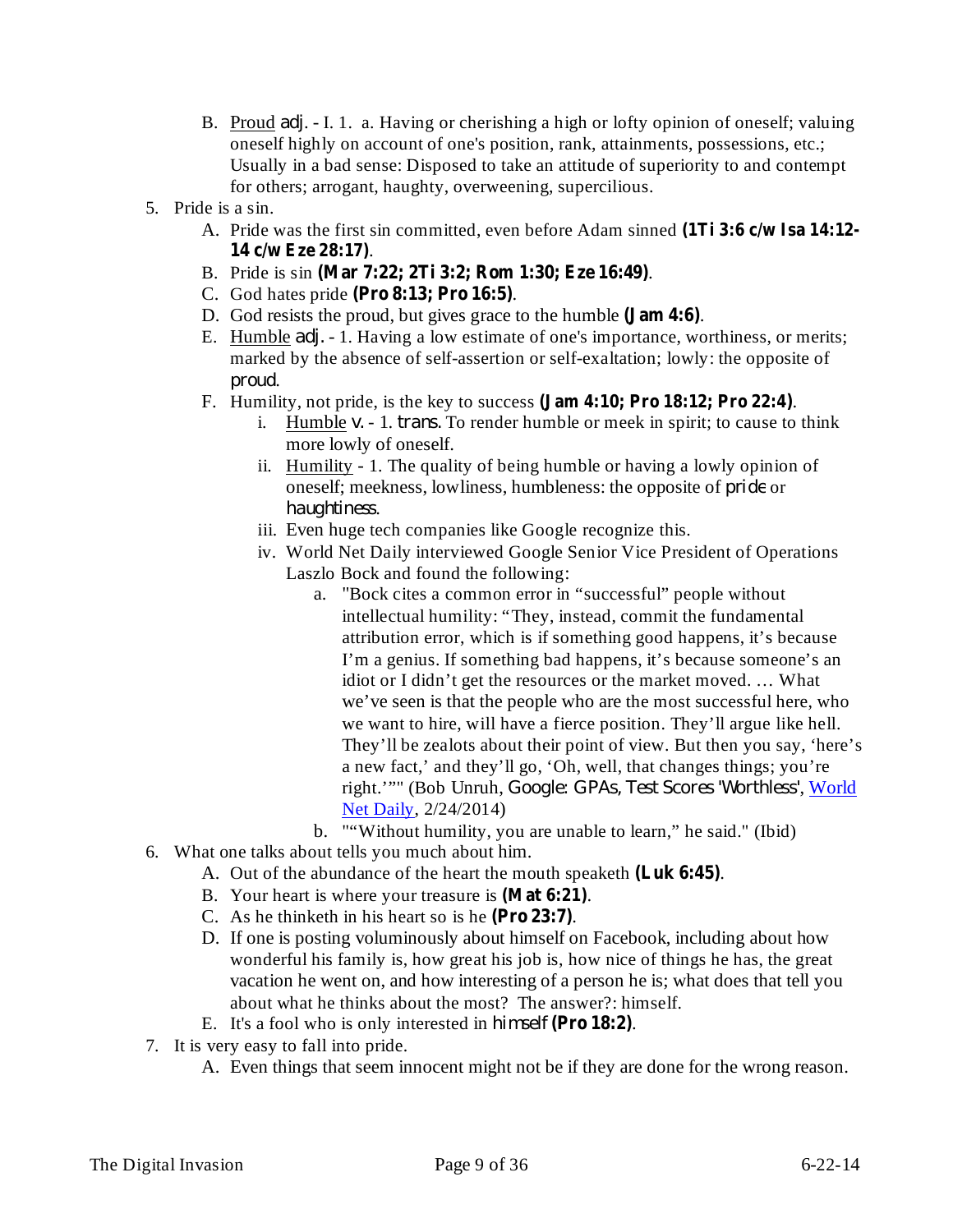B. Proud *adj.* - I. 1. a. Having or cherishing a high or lofty opinion of oneself; valuing oneself highly on account of one's position, rank, attainments, possessions, etc.; Usually in a bad sense: Disposed to take an attitude of superiority to and contempt for others; arrogant, haughty, overweening, supercilious.

5. Pride is a sin.
   A. Pride was the first sin committed, even before Adam sinned **(1Ti 3:6 c/w Isa 14:12-14 c/w Eze 28:17)**.
   B. Pride is sin **(Mar 7:22; 2Ti 3:2; Rom 1:30; Eze 16:49)**.
   C. God hates pride **(Pro 8:13; Pro 16:5)**.
   D. God resists the proud, but gives grace to the humble **(Jam 4:6)**.
   E. Humble *adj.* - 1. Having a low estimate of one's importance, worthiness, or merits; marked by the absence of self-assertion or self-exaltation; lowly: the opposite of *proud*.
   F. Humility, not pride, is the key to success **(Jam 4:10; Pro 18:12; Pro 22:4)**.
      i. Humble *v.* - 1. *trans.* To render humble or meek in spirit; to cause to think more lowly of oneself.
      ii. Humility - 1. The quality of being humble or having a lowly opinion of oneself; meekness, lowliness, humbleness: the opposite of *pride* or *haughtiness*.
      iii. Even huge tech companies like Google recognize this.
      iv. World Net Daily interviewed Google Senior Vice President of Operations Laszlo Bock and found the following:
         a. "Bock cites a common error in "successful" people without intellectual humility: "They, instead, commit the fundamental attribution error, which is if something good happens, it's because I'm a genius. If something bad happens, it's because someone's an idiot or I didn't get the resources or the market moved. … What we've seen is that the people who are the most successful here, who we want to hire, will have a fierce position. They'll argue like hell. They'll be zealots about their point of view. But then you say, 'here's a new fact,' and they'll go, 'Oh, well, that changes things; you're right.'"" (Bob Unruh, *Google: GPAs, Test Scores 'Worthless'*, World Net Daily, 2/24/2014)
         b. ""Without humility, you are unable to learn," he said." (Ibid)

6. What one talks about tells you much about him.
   A. Out of the abundance of the heart the mouth speaketh **(Luk 6:45)**.
   B. Your heart is where your treasure is **(Mat 6:21)**.
   C. As he thinketh in his heart so is he **(Pro 23:7)**.
   D. If one is posting voluminously about himself on Facebook, including about how wonderful his family is, how great his job is, how nice of things he has, the great vacation he went on, and how interesting of a person he is; what does that tell you about what he thinks about the most? The answer?: himself.
   E. It's a fool who is only interested in *himself* **(Pro 18:2)**.

7. It is very easy to fall into pride.
   A. Even things that seem innocent might not be if they are done for the wrong reason.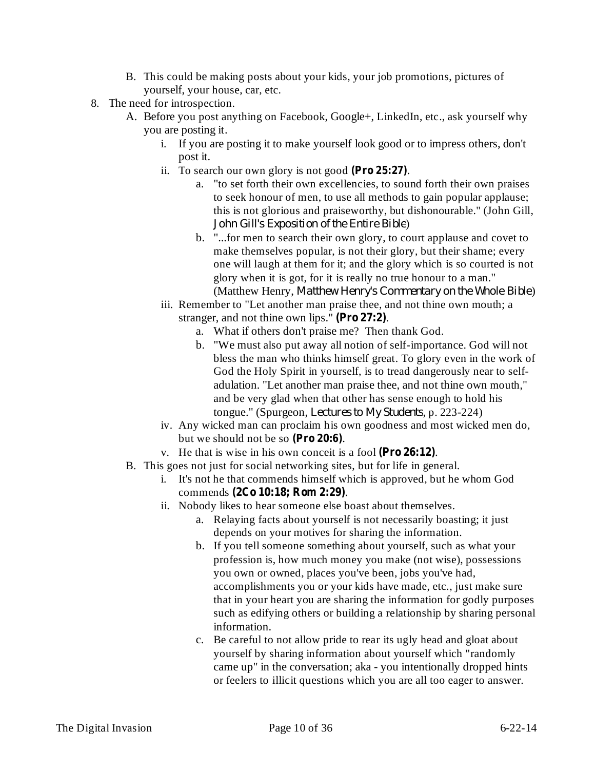B. This could be making posts about your kids, your job promotions, pictures of yourself, your house, car, etc.

8. The need for introspection.
   A. Before you post anything on Facebook, Google+, LinkedIn, etc., ask yourself why you are posting it.
      i. If you are posting it to make yourself look good or to impress others, don't post it.
      ii. To search our own glory is not good **(Pro 25:27)**.
         a. "to set forth their own excellencies, to sound forth their own praises to seek honour of men, to use all methods to gain popular applause; this is not glorious and praiseworthy, but dishonourable." (John Gill, *John Gill's Exposition of the Entire Bible*)
         b. "...for men to search their own glory, to court applause and covet to make themselves popular, is not their glory, but their shame; every one will laugh at them for it; and the glory which is so courted is not glory when it is got, for it is really no true honour to a man." (Matthew Henry, *Matthew Henry's Commentary on the Whole Bible*)
      iii. Remember to "Let another man praise thee, and not thine own mouth; a stranger, and not thine own lips." **(Pro 27:2)**.
         a. What if others don't praise me? Then thank God.
         b. "We must also put away all notion of self-importance. God will not bless the man who thinks himself great. To glory even in the work of God the Holy Spirit in yourself, is to tread dangerously near to self-adulation. "Let another man praise thee, and not thine own mouth," and be very glad when that other has sense enough to hold his tongue." (Spurgeon, *Lectures to My Students*, p. 223-224)
      iv. Any wicked man can proclaim his own goodness and most wicked men do, but we should not be so **(Pro 20:6)**.
      v. He that is wise in his own conceit is a fool **(Pro 26:12)**.
   B. This goes not just for social networking sites, but for life in general.
      i. It's not he that commends himself which is approved, but he whom God commends **(2Co 10:18; Rom 2:29)**.
      ii. Nobody likes to hear someone else boast about themselves.
         a. Relaying facts about yourself is not necessarily boasting; it just depends on your motives for sharing the information.
         b. If you tell someone something about yourself, such as what your profession is, how much money you make (not wise), possessions you own or owned, places you've been, jobs you've had, accomplishments you or your kids have made, etc., just make sure that in your heart you are sharing the information for godly purposes such as edifying others or building a relationship by sharing personal information.
         c. Be careful to not allow pride to rear its ugly head and gloat about yourself by sharing information about yourself which "randomly came up" in the conversation; aka - you intentionally dropped hints or feelers to illicit questions which you are all too eager to answer.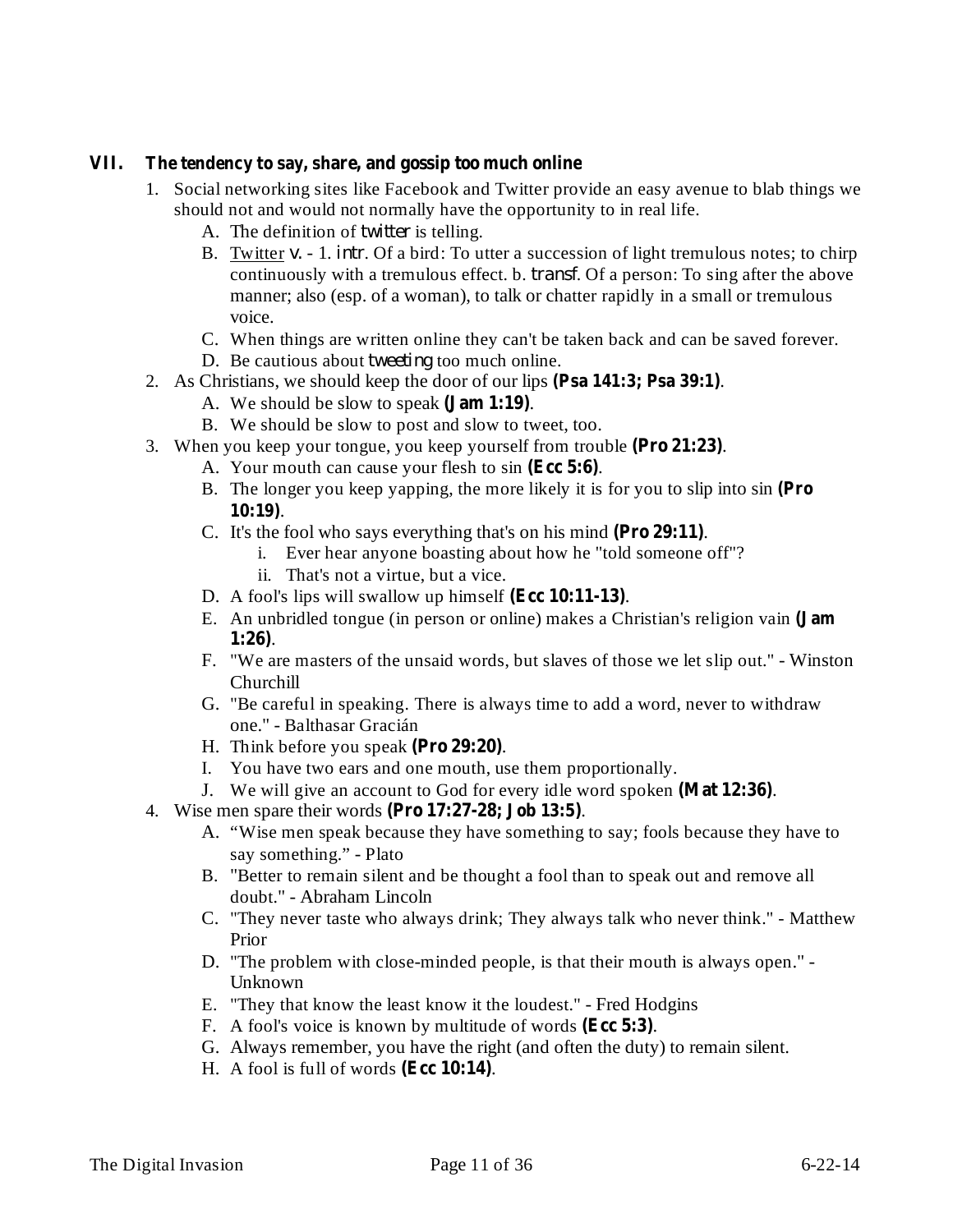## VII. The tendency to say, share, and gossip too much online

1. Social networking sites like Facebook and Twitter provide an easy avenue to blab things we should not and would not normally have the opportunity to in real life.
   - A. The definition of *twitter* is telling.
   - B. Twitter *v.* - 1. *intr.* Of a bird: To utter a succession of light tremulous notes; to chirp continuously with a tremulous effect. b. *transf.* Of a person: To sing after the above manner; also (esp. of a woman), to talk or chatter rapidly in a small or tremulous voice.
   - C. When things are written online they can't be taken back and can be saved forever.
   - D. Be cautious about *tweeting* too much online.
2. As Christians, we should keep the door of our lips **(Psa 141:3; Psa 39:1)**.
   - A. We should be slow to speak **(Jam 1:19)**.
   - B. We should be slow to post and slow to tweet, too.
3. When you keep your tongue, you keep yourself from trouble **(Pro 21:23)**.
   - A. Your mouth can cause your flesh to sin **(Ecc 5:6)**.
   - B. The longer you keep yapping, the more likely it is for you to slip into sin **(Pro 10:19)**.
   - C. It's the fool who says everything that's on his mind **(Pro 29:11)**.
     - i. Ever hear anyone boasting about how he "told someone off"?
     - ii. That's not a virtue, but a vice.
   - D. A fool's lips will swallow up himself **(Ecc 10:11-13)**.
   - E. An unbridled tongue (in person or online) makes a Christian's religion vain **(Jam 1:26)**.
   - F. "We are masters of the unsaid words, but slaves of those we let slip out." - Winston Churchill
   - G. "Be careful in speaking. There is always time to add a word, never to withdraw one." - Balthasar Gracián
   - H. Think before you speak **(Pro 29:20)**.
   - I. You have two ears and one mouth, use them proportionally.
   - J. We will give an account to God for every idle word spoken **(Mat 12:36)**.
4. Wise men spare their words **(Pro 17:27-28; Job 13:5)**.
   - A. "Wise men speak because they have something to say; fools because they have to say something." - Plato
   - B. "Better to remain silent and be thought a fool than to speak out and remove all doubt." - Abraham Lincoln
   - C. "They never taste who always drink; They always talk who never think." - Matthew Prior
   - D. "The problem with close-minded people, is that their mouth is always open." - Unknown
   - E. "They that know the least know it the loudest." - Fred Hodgins
   - F. A fool's voice is known by multitude of words **(Ecc 5:3)**.
   - G. Always remember, you have the right (and often the duty) to remain silent.
   - H. A fool is full of words **(Ecc 10:14)**.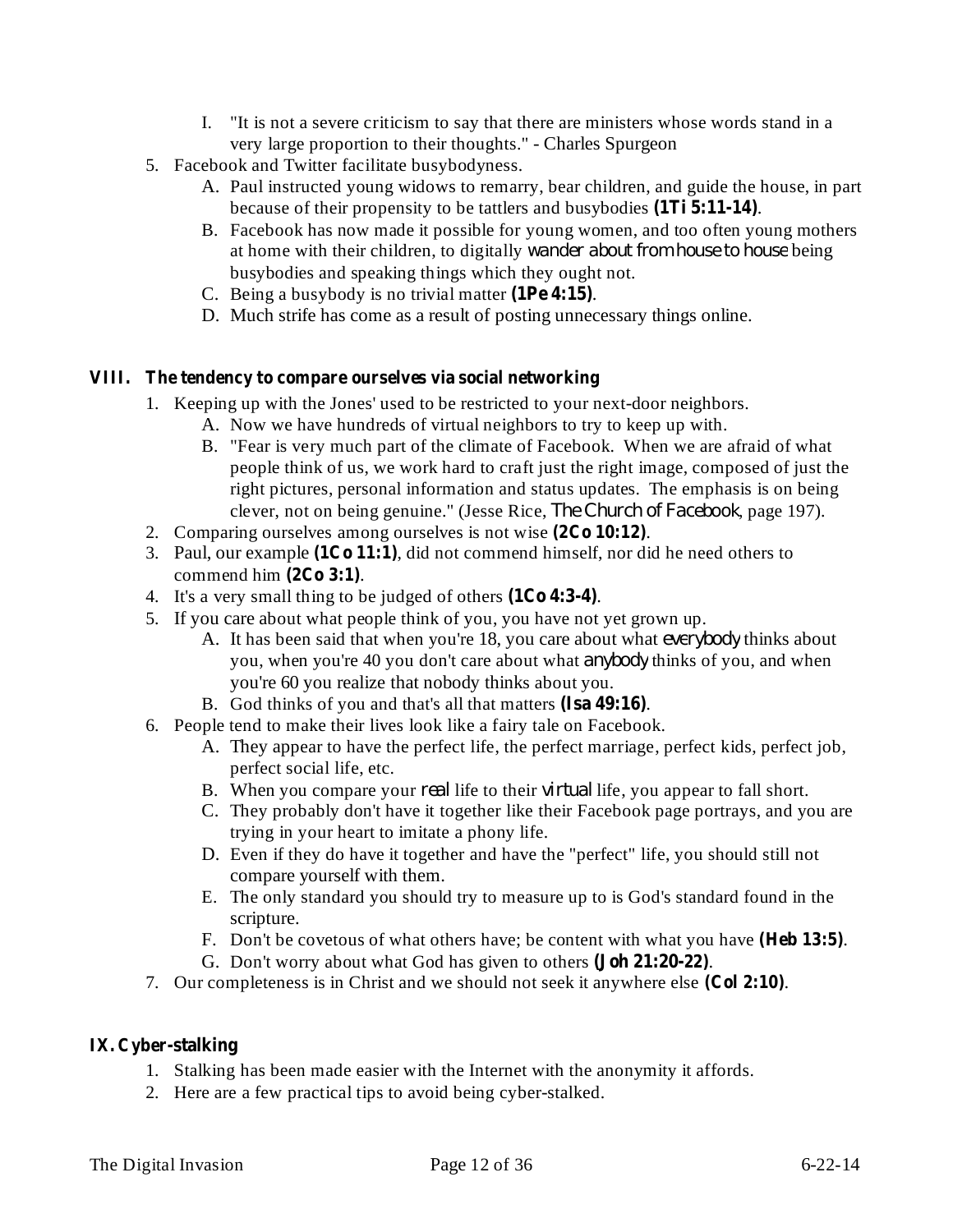I. "It is not a severe criticism to say that there are ministers whose words stand in a very large proportion to their thoughts." - Charles Spurgeon

5. Facebook and Twitter facilitate busybodyness.
   A. Paul instructed young widows to remarry, bear children, and guide the house, in part because of their propensity to be tattlers and busybodies **(1Ti 5:11-14)**.
   B. Facebook has now made it possible for young women, and too often young mothers at home with their children, to digitally *wander about from house to house* being busybodies and speaking things which they ought not.
   C. Being a busybody is no trivial matter **(1Pe 4:15)**.
   D. Much strife has come as a result of posting unnecessary things online.

## VIII. The tendency to compare ourselves via social networking

1. Keeping up with the Jones' used to be restricted to your next-door neighbors.
   A. Now we have hundreds of virtual neighbors to try to keep up with.
   B. "Fear is very much part of the climate of Facebook. When we are afraid of what people think of us, we work hard to craft just the right image, composed of just the right pictures, personal information and status updates. The emphasis is on being clever, not on being genuine." (Jesse Rice, *The Church of Facebook*, page 197).
2. Comparing ourselves among ourselves is not wise **(2Co 10:12)**.
3. Paul, our example **(1Co 11:1)**, did not commend himself, nor did he need others to commend him **(2Co 3:1)**.
4. It's a very small thing to be judged of others **(1Co 4:3-4)**.
5. If you care about what people think of you, you have not yet grown up.
   A. It has been said that when you're 18, you care about what *everybody* thinks about you, when you're 40 you don't care about what *anybody* thinks of you, and when you're 60 you realize that nobody thinks about you.
   B. God thinks of you and that's all that matters **(Isa 49:16)**.
6. People tend to make their lives look like a fairy tale on Facebook.
   A. They appear to have the perfect life, the perfect marriage, perfect kids, perfect job, perfect social life, etc.
   B. When you compare your *real* life to their *virtual* life, you appear to fall short.
   C. They probably don't have it together like their Facebook page portrays, and you are trying in your heart to imitate a phony life.
   D. Even if they do have it together and have the "perfect" life, you should still not compare yourself with them.
   E. The only standard you should try to measure up to is God's standard found in the scripture.
   F. Don't be covetous of what others have; be content with what you have **(Heb 13:5)**.
   G. Don't worry about what God has given to others **(Joh 21:20-22)**.
7. Our completeness is in Christ and we should not seek it anywhere else **(Col 2:10)**.

## IX. Cyber-stalking

1. Stalking has been made easier with the Internet with the anonymity it affords.
2. Here are a few practical tips to avoid being cyber-stalked.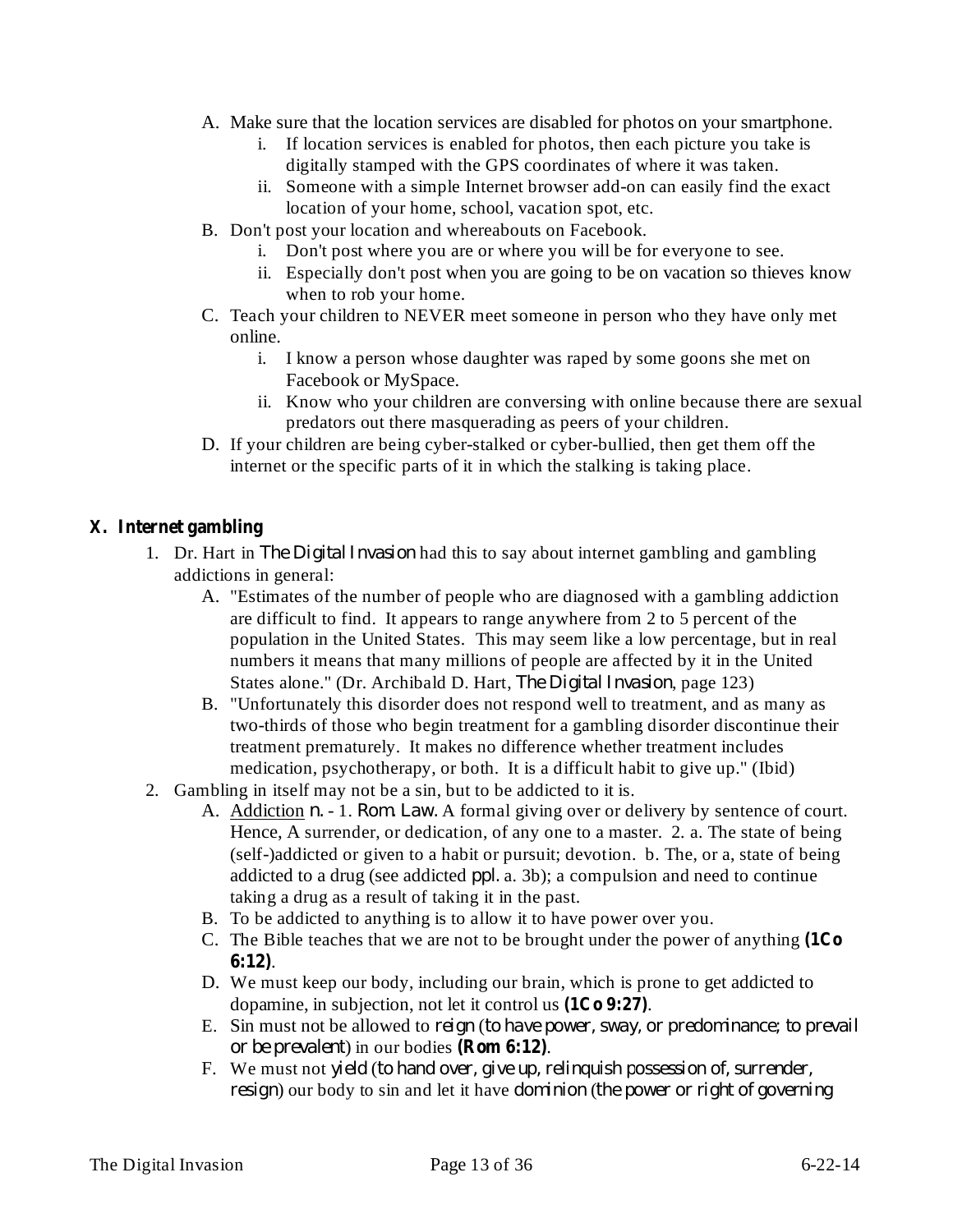A. Make sure that the location services are disabled for photos on your smartphone.
   i. If location services is enabled for photos, then each picture you take is digitally stamped with the GPS coordinates of where it was taken.
   ii. Someone with a simple Internet browser add-on can easily find the exact location of your home, school, vacation spot, etc.

B. Don't post your location and whereabouts on Facebook.
   i. Don't post where you are or where you will be for everyone to see.
   ii. Especially don't post when you are going to be on vacation so thieves know when to rob your home.

C. Teach your children to NEVER meet someone in person who they have only met online.
   i. I know a person whose daughter was raped by some goons she met on Facebook or MySpace.
   ii. Know who your children are conversing with online because there are sexual predators out there masquerading as peers of your children.

D. If your children are being cyber-stalked or cyber-bullied, then get them off the internet or the specific parts of it in which the stalking is taking place.

## X. Internet gambling

1. Dr. Hart in *The Digital Invasion* had this to say about internet gambling and gambling addictions in general:
   A. "Estimates of the number of people who are diagnosed with a gambling addiction are difficult to find. It appears to range anywhere from 2 to 5 percent of the population in the United States. This may seem like a low percentage, but in real numbers it means that many millions of people are affected by it in the United States alone." (Dr. Archibald D. Hart, *The Digital Invasion*, page 123)
   B. "Unfortunately this disorder does not respond well to treatment, and as many as two-thirds of those who begin treatment for a gambling disorder discontinue their treatment prematurely. It makes no difference whether treatment includes medication, psychotherapy, or both. It is a difficult habit to give up." (Ibid)

2. Gambling in itself may not be a sin, but to be addicted to it is.
   A. <u>Addiction</u> *n.* - 1. *Rom. Law.* A formal giving over or delivery by sentence of court. Hence, A surrender, or dedication, of any one to a master. 2. a. The state of being (self-)addicted or given to a habit or pursuit; devotion. b. The, or a, state of being addicted to a drug (see addicted *ppl.* a. 3b); a compulsion and need to continue taking a drug as a result of taking it in the past.
   B. To be addicted to anything is to allow it to have power over you.
   C. The Bible teaches that we are not to be brought under the power of anything **(1Co 6:12)**.
   D. We must keep our body, including our brain, which is prone to get addicted to dopamine, in subjection, not let it control us **(1Co 9:27)**.
   E. Sin must not be allowed to *reign* (*to have power, sway, or predominance; to prevail or be prevalent*) in our bodies **(Rom 6:12)**.
   F. We must not *yield* (*to hand over, give up, relinquish possession of, surrender, resign*) our body to sin and let it have *dominion* (*the power or right of governing*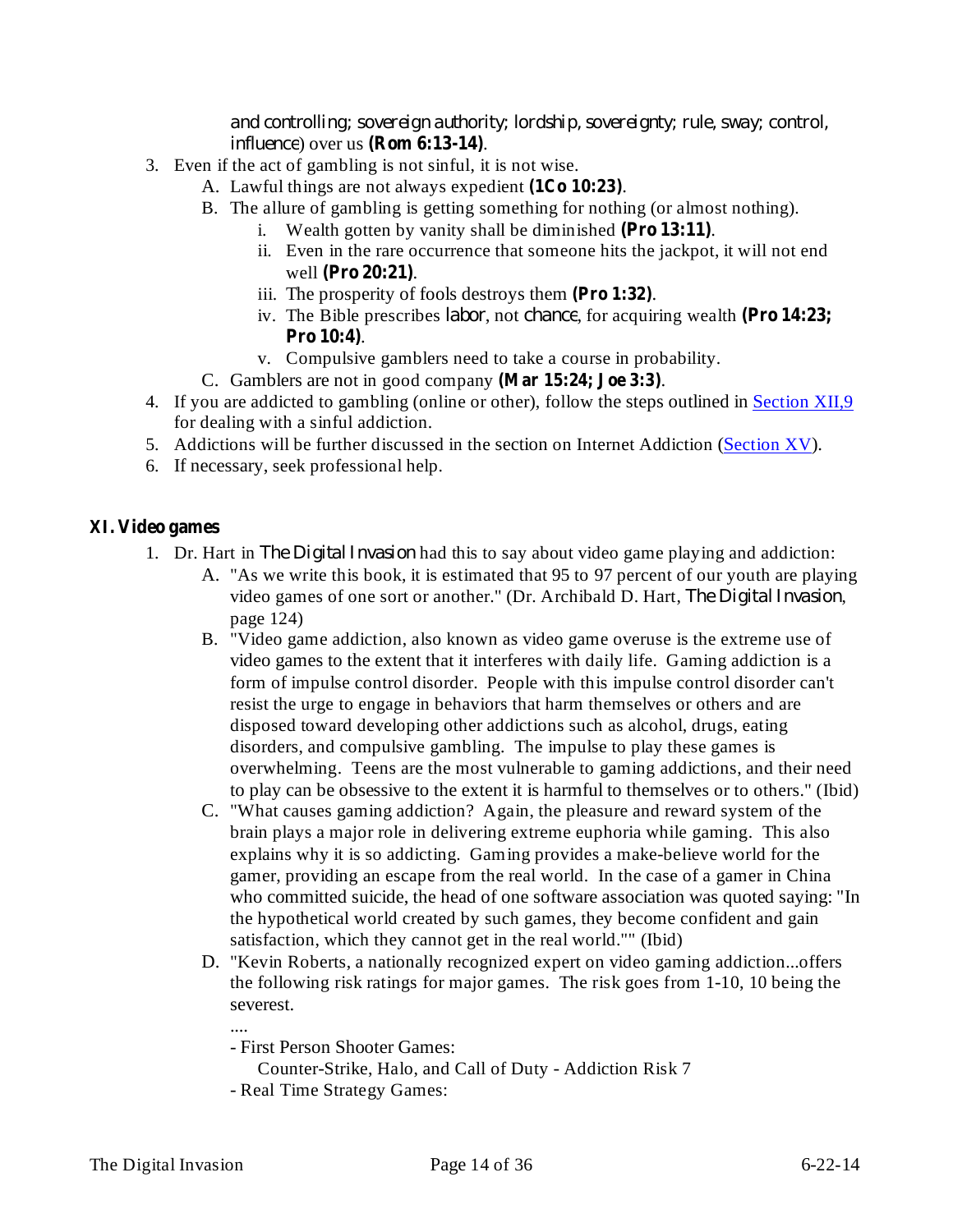and controlling; sovereign authority; lordship, sovereignty; rule, sway; control, influence) over us **(Rom 6:13-14)**.

3. Even if the act of gambling is not sinful, it is not wise.
   - A. Lawful things are not always expedient **(1Co 10:23)**.
   - B. The allure of gambling is getting something for nothing (or almost nothing).
     - i. Wealth gotten by vanity shall be diminished **(Pro 13:11)**.
     - ii. Even in the rare occurrence that someone hits the jackpot, it will not end well **(Pro 20:21)**.
     - iii. The prosperity of fools destroys them **(Pro 1:32)**.
     - iv. The Bible prescribes labor, not chance, for acquiring wealth **(Pro 14:23; Pro 10:4)**.
     - v. Compulsive gamblers need to take a course in probability.
   - C. Gamblers are not in good company **(Mar 15:24; Joe 3:3)**.
4. If you are addicted to gambling (online or other), follow the steps outlined in Section XII,9 for dealing with a sinful addiction.
5. Addictions will be further discussed in the section on Internet Addiction (Section XV).
6. If necessary, seek professional help.

## XI. Video games

1. Dr. Hart in *The Digital Invasion* had this to say about video game playing and addiction:
   - A. "As we write this book, it is estimated that 95 to 97 percent of our youth are playing video games of one sort or another." (Dr. Archibald D. Hart, *The Digital Invasion*, page 124)
   - B. "Video game addiction, also known as video game overuse is the extreme use of video games to the extent that it interferes with daily life. Gaming addiction is a form of impulse control disorder. People with this impulse control disorder can't resist the urge to engage in behaviors that harm themselves or others and are disposed toward developing other addictions such as alcohol, drugs, eating disorders, and compulsive gambling. The impulse to play these games is overwhelming. Teens are the most vulnerable to gaming addictions, and their need to play can be obsessive to the extent it is harmful to themselves or to others." (Ibid)
   - C. "What causes gaming addiction? Again, the pleasure and reward system of the brain plays a major role in delivering extreme euphoria while gaming. This also explains why it is so addicting. Gaming provides a make-believe world for the gamer, providing an escape from the real world. In the case of a gamer in China who committed suicide, the head of one software association was quoted saying: "In the hypothetical world created by such games, they become confident and gain satisfaction, which they cannot get in the real world."" (Ibid)
   - D. "Kevin Roberts, a nationally recognized expert on video gaming addiction...offers the following risk ratings for major games. The risk goes from 1-10, 10 being the severest.

     ....

     - First Person Shooter Games:
       Counter-Strike, Halo, and Call of Duty - Addiction Risk 7
     - Real Time Strategy Games: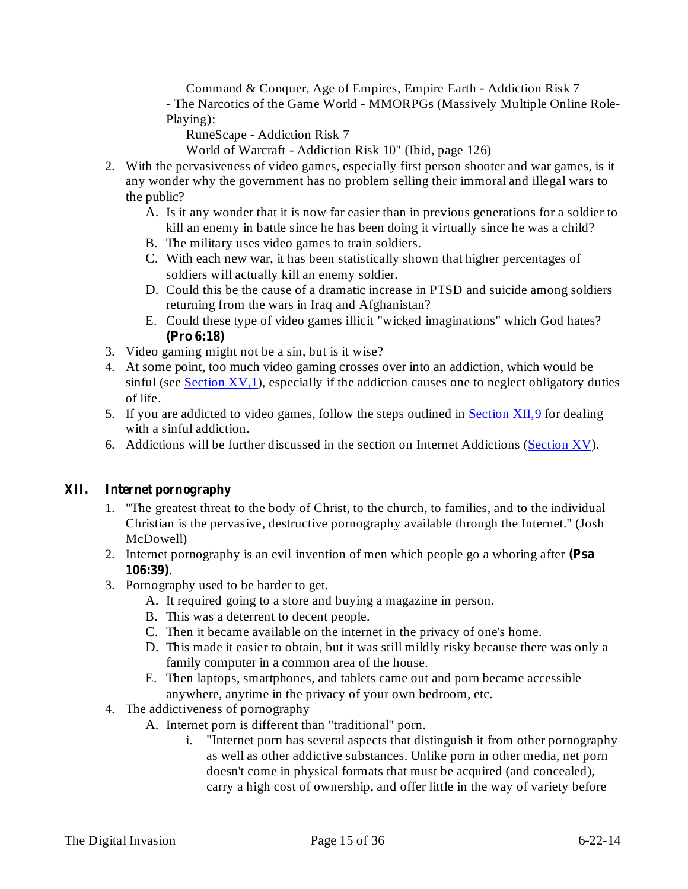Command & Conquer, Age of Empires, Empire Earth - Addiction Risk 7

- The Narcotics of the Game World - MMORPGs (Massively Multiple Online Role-Playing):

RuneScape - Addiction Risk 7

World of Warcraft - Addiction Risk 10" (Ibid, page 126)

2. With the pervasiveness of video games, especially first person shooter and war games, is it any wonder why the government has no problem selling their immoral and illegal wars to the public?
   - A. Is it any wonder that it is now far easier than in previous generations for a soldier to kill an enemy in battle since he has been doing it virtually since he was a child?
   - B. The military uses video games to train soldiers.
   - C. With each new war, it has been statistically shown that higher percentages of soldiers will actually kill an enemy soldier.
   - D. Could this be the cause of a dramatic increase in PTSD and suicide among soldiers returning from the wars in Iraq and Afghanistan?
   - E. Could these type of video games illicit "wicked imaginations" which God hates? **(Pro 6:18)**
3. Video gaming might not be a sin, but is it wise?
4. At some point, too much video gaming crosses over into an addiction, which would be sinful (see [Section XV,1]), especially if the addiction causes one to neglect obligatory duties of life.
5. If you are addicted to video games, follow the steps outlined in [Section XII,9] for dealing with a sinful addiction.
6. Addictions will be further discussed in the section on Internet Addictions ([Section XV]).

## XII. Internet pornography

1. "The greatest threat to the body of Christ, to the church, to families, and to the individual Christian is the pervasive, destructive pornography available through the Internet." (Josh McDowell)
2. Internet pornography is an evil invention of men which people go a whoring after **(Psa 106:39)**.
3. Pornography used to be harder to get.
   - A. It required going to a store and buying a magazine in person.
   - B. This was a deterrent to decent people.
   - C. Then it became available on the internet in the privacy of one's home.
   - D. This made it easier to obtain, but it was still mildly risky because there was only a family computer in a common area of the house.
   - E. Then laptops, smartphones, and tablets came out and porn became accessible anywhere, anytime in the privacy of your own bedroom, etc.
4. The addictiveness of pornography
   - A. Internet porn is different than "traditional" porn.
     - i. "Internet porn has several aspects that distinguish it from other pornography as well as other addictive substances. Unlike porn in other media, net porn doesn't come in physical formats that must be acquired (and concealed), carry a high cost of ownership, and offer little in the way of variety before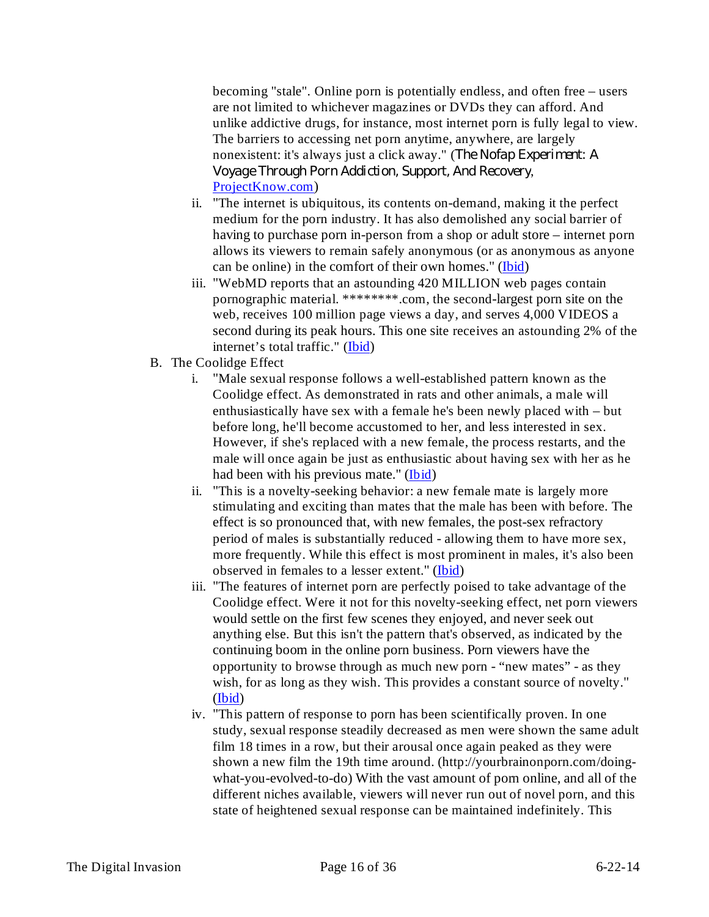becoming "stale". Online porn is potentially endless, and often free – users are not limited to whichever magazines or DVDs they can afford. And unlike addictive drugs, for instance, most internet porn is fully legal to view. The barriers to accessing net porn anytime, anywhere, are largely nonexistent: it's always just a click away." (*The Nofap Experiment: A Voyage Through Porn Addiction, Support, And Recovery*, [ProjectKnow.com](ProjectKnow.com))

   ii. "The internet is ubiquitous, its contents on-demand, making it the perfect medium for the porn industry. It has also demolished any social barrier of having to purchase porn in-person from a shop or adult store – internet porn allows its viewers to remain safely anonymous (or as anonymous as anyone can be online) in the comfort of their own homes." (Ibid)

   iii. "WebMD reports that an astounding 420 MILLION web pages contain pornographic material. ********.com, the second-largest porn site on the web, receives 100 million page views a day, and serves 4,000 VIDEOS a second during its peak hours. This one site receives an astounding 2% of the internet's total traffic." (Ibid)

B. The Coolidge Effect

   i. "Male sexual response follows a well-established pattern known as the Coolidge effect. As demonstrated in rats and other animals, a male will enthusiastically have sex with a female he's been newly placed with – but before long, he'll become accustomed to her, and less interested in sex. However, if she's replaced with a new female, the process restarts, and the male will once again be just as enthusiastic about having sex with her as he had been with his previous mate." (Ibid)

   ii. "This is a novelty-seeking behavior: a new female mate is largely more stimulating and exciting than mates that the male has been with before. The effect is so pronounced that, with new females, the post-sex refractory period of males is substantially reduced - allowing them to have more sex, more frequently. While this effect is most prominent in males, it's also been observed in females to a lesser extent." (Ibid)

   iii. "The features of internet porn are perfectly poised to take advantage of the Coolidge effect. Were it not for this novelty-seeking effect, net porn viewers would settle on the first few scenes they enjoyed, and never seek out anything else. But this isn't the pattern that's observed, as indicated by the continuing boom in the online porn business. Porn viewers have the opportunity to browse through as much new porn - "new mates" - as they wish, for as long as they wish. This provides a constant source of novelty." (Ibid)

   iv. "This pattern of response to porn has been scientifically proven. In one study, sexual response steadily decreased as men were shown the same adult film 18 times in a row, but their arousal once again peaked as they were shown a new film the 19th time around. (http://yourbrainonporn.com/doing-what-you-evolved-to-do) With the vast amount of porn online, and all of the different niches available, viewers will never run out of novel porn, and this state of heightened sexual response can be maintained indefinitely. This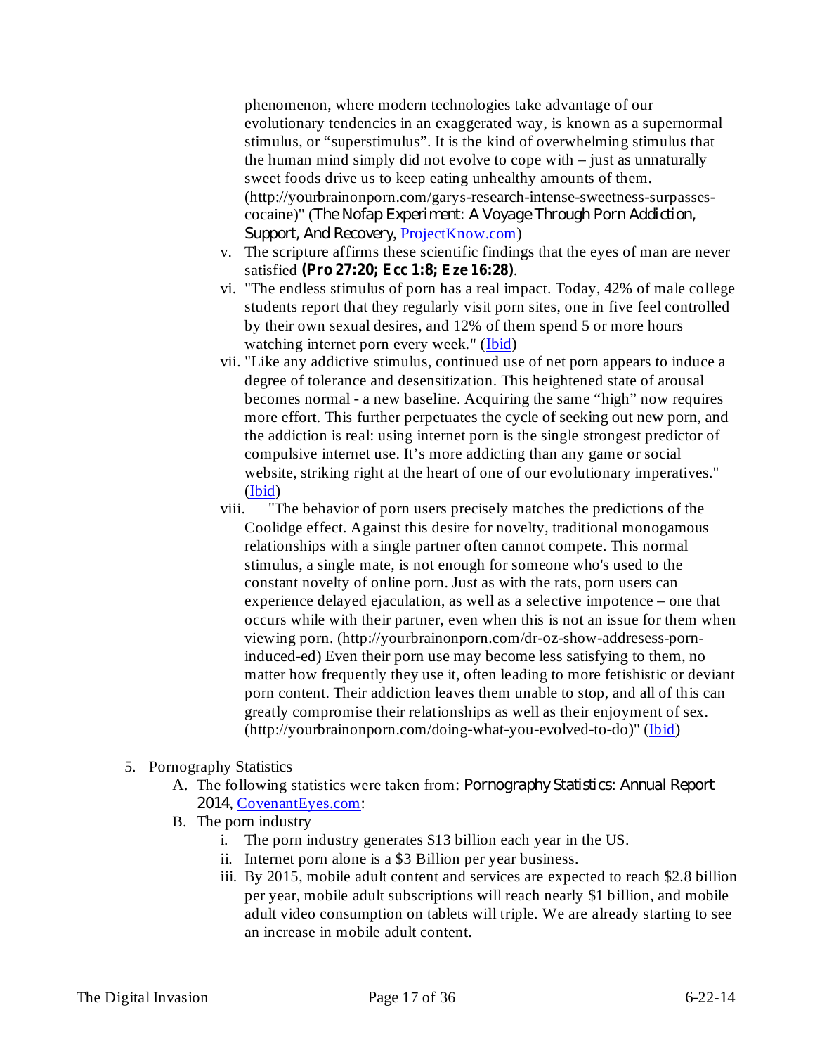phenomenon, where modern technologies take advantage of our evolutionary tendencies in an exaggerated way, is known as a supernormal stimulus, or "superstimulus". It is the kind of overwhelming stimulus that the human mind simply did not evolve to cope with – just as unnaturally sweet foods drive us to keep eating unhealthy amounts of them. (http://yourbrainonporn.com/garys-research-intense-sweetness-surpasses-cocaine)" (*The Nofap Experiment: A Voyage Through Porn Addiction, Support, And Recovery*, [ProjectKnow.com](ProjectKnow.com))

v. The scripture affirms these scientific findings that the eyes of man are never satisfied **(Pro 27:20; Ecc 1:8; Eze 16:28)**.

vi. "The endless stimulus of porn has a real impact. Today, 42% of male college students report that they regularly visit porn sites, one in five feel controlled by their own sexual desires, and 12% of them spend 5 or more hours watching internet porn every week." (Ibid)

vii. "Like any addictive stimulus, continued use of net porn appears to induce a degree of tolerance and desensitization. This heightened state of arousal becomes normal - a new baseline. Acquiring the same "high" now requires more effort. This further perpetuates the cycle of seeking out new porn, and the addiction is real: using internet porn is the single strongest predictor of compulsive internet use. It's more addicting than any game or social website, striking right at the heart of one of our evolutionary imperatives." (Ibid)

viii. "The behavior of porn users precisely matches the predictions of the Coolidge effect. Against this desire for novelty, traditional monogamous relationships with a single partner often cannot compete. This normal stimulus, a single mate, is not enough for someone who's used to the constant novelty of online porn. Just as with the rats, porn users can experience delayed ejaculation, as well as a selective impotence – one that occurs while with their partner, even when this is not an issue for them when viewing porn. (http://yourbrainonporn.com/dr-oz-show-addresess-porn-induced-ed) Even their porn use may become less satisfying to them, no matter how frequently they use it, often leading to more fetishistic or deviant porn content. Their addiction leaves them unable to stop, and all of this can greatly compromise their relationships as well as their enjoyment of sex. (http://yourbrainonporn.com/doing-what-you-evolved-to-do)" (Ibid)

5. Pornography Statistics
   A. The following statistics were taken from: *Pornography Statistics: Annual Report 2014*, [CovenantEyes.com](CovenantEyes.com):
   B. The porn industry
      i. The porn industry generates $13 billion each year in the US.
      ii. Internet porn alone is a $3 Billion per year business.
      iii. By 2015, mobile adult content and services are expected to reach $2.8 billion per year, mobile adult subscriptions will reach nearly $1 billion, and mobile adult video consumption on tablets will triple. We are already starting to see an increase in mobile adult content.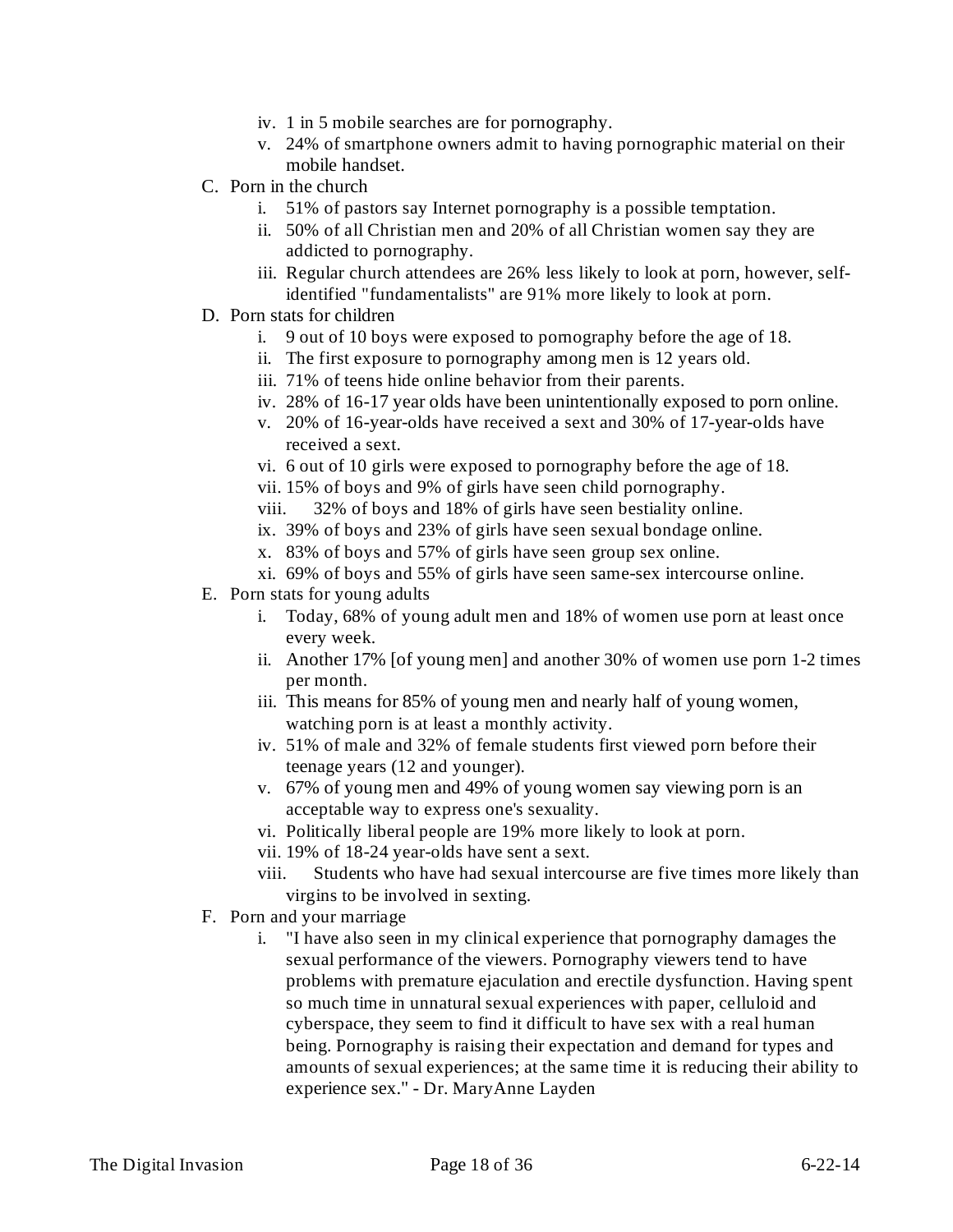- iv. 1 in 5 mobile searches are for pornography.
- v. 24% of smartphone owners admit to having pornographic material on their mobile handset.

C. Porn in the church

- i. 51% of pastors say Internet pornography is a possible temptation.
- ii. 50% of all Christian men and 20% of all Christian women say they are addicted to pornography.
- iii. Regular church attendees are 26% less likely to look at porn, however, self-identified "fundamentalists" are 91% more likely to look at porn.

D. Porn stats for children

- i. 9 out of 10 boys were exposed to pornography before the age of 18.
- ii. The first exposure to pornography among men is 12 years old.
- iii. 71% of teens hide online behavior from their parents.
- iv. 28% of 16-17 year olds have been unintentionally exposed to porn online.
- v. 20% of 16-year-olds have received a sext and 30% of 17-year-olds have received a sext.
- vi. 6 out of 10 girls were exposed to pornography before the age of 18.
- vii. 15% of boys and 9% of girls have seen child pornography.
- viii. 32% of boys and 18% of girls have seen bestiality online.
- ix. 39% of boys and 23% of girls have seen sexual bondage online.
- x. 83% of boys and 57% of girls have seen group sex online.
- xi. 69% of boys and 55% of girls have seen same-sex intercourse online.

E. Porn stats for young adults

- i. Today, 68% of young adult men and 18% of women use porn at least once every week.
- ii. Another 17% [of young men] and another 30% of women use porn 1-2 times per month.
- iii. This means for 85% of young men and nearly half of young women, watching porn is at least a monthly activity.
- iv. 51% of male and 32% of female students first viewed porn before their teenage years (12 and younger).
- v. 67% of young men and 49% of young women say viewing porn is an acceptable way to express one's sexuality.
- vi. Politically liberal people are 19% more likely to look at porn.
- vii. 19% of 18-24 year-olds have sent a sext.
- viii. Students who have had sexual intercourse are five times more likely than virgins to be involved in sexting.

F. Porn and your marriage

- i. "I have also seen in my clinical experience that pornography damages the sexual performance of the viewers. Pornography viewers tend to have problems with premature ejaculation and erectile dysfunction. Having spent so much time in unnatural sexual experiences with paper, celluloid and cyberspace, they seem to find it difficult to have sex with a real human being. Pornography is raising their expectation and demand for types and amounts of sexual experiences; at the same time it is reducing their ability to experience sex." - Dr. MaryAnne Layden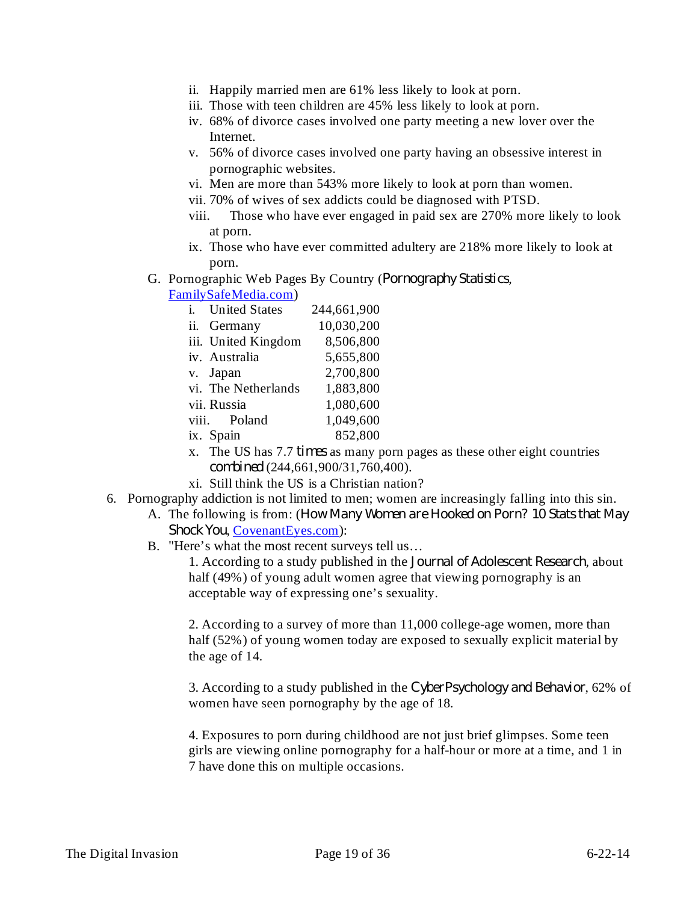ii. Happily married men are 61% less likely to look at porn.
iii. Those with teen children are 45% less likely to look at porn.
iv. 68% of divorce cases involved one party meeting a new lover over the Internet.
v. 56% of divorce cases involved one party having an obsessive interest in pornographic websites.
vi. Men are more than 543% more likely to look at porn than women.
vii. 70% of wives of sex addicts could be diagnosed with PTSD.
viii. Those who have ever engaged in paid sex are 270% more likely to look at porn.
ix. Those who have ever committed adultery are 218% more likely to look at porn.

G. Pornographic Web Pages By Country (*Pornography Statistics*, [FamilySafeMedia.com](FamilySafeMedia.com))

| | Country | Pages |
|---|---|---|
| i. | United States | 244,661,900 |
| ii. | Germany | 10,030,200 |
| iii. | United Kingdom | 8,506,800 |
| iv. | Australia | 5,655,800 |
| v. | Japan | 2,700,800 |
| vi. | The Netherlands | 1,883,800 |
| vii. | Russia | 1,080,600 |
| viii. | Poland | 1,049,600 |
| ix. | Spain | 852,800 |

x. The US has 7.7 *times* as many porn pages as these other eight countries *combined* (244,661,900/31,760,400).
xi. Still think the US is a Christian nation?

6. Pornography addiction is not limited to men; women are increasingly falling into this sin.
   A. The following is from: (*How Many Women are Hooked on Porn? 10 Stats that May Shock You*, [CovenantEyes.com](CovenantEyes.com)):
   B. "Here's what the most recent surveys tell us…

      1. According to a study published in the *Journal of Adolescent Research*, about half (49%) of young adult women agree that viewing pornography is an acceptable way of expressing one's sexuality.

      2. According to a survey of more than 11,000 college-age women, more than half (52%) of young women today are exposed to sexually explicit material by the age of 14.

      3. According to a study published in the *CyberPsychology and Behavior*, 62% of women have seen pornography by the age of 18.

      4. Exposures to porn during childhood are not just brief glimpses. Some teen girls are viewing online pornography for a half-hour or more at a time, and 1 in 7 have done this on multiple occasions.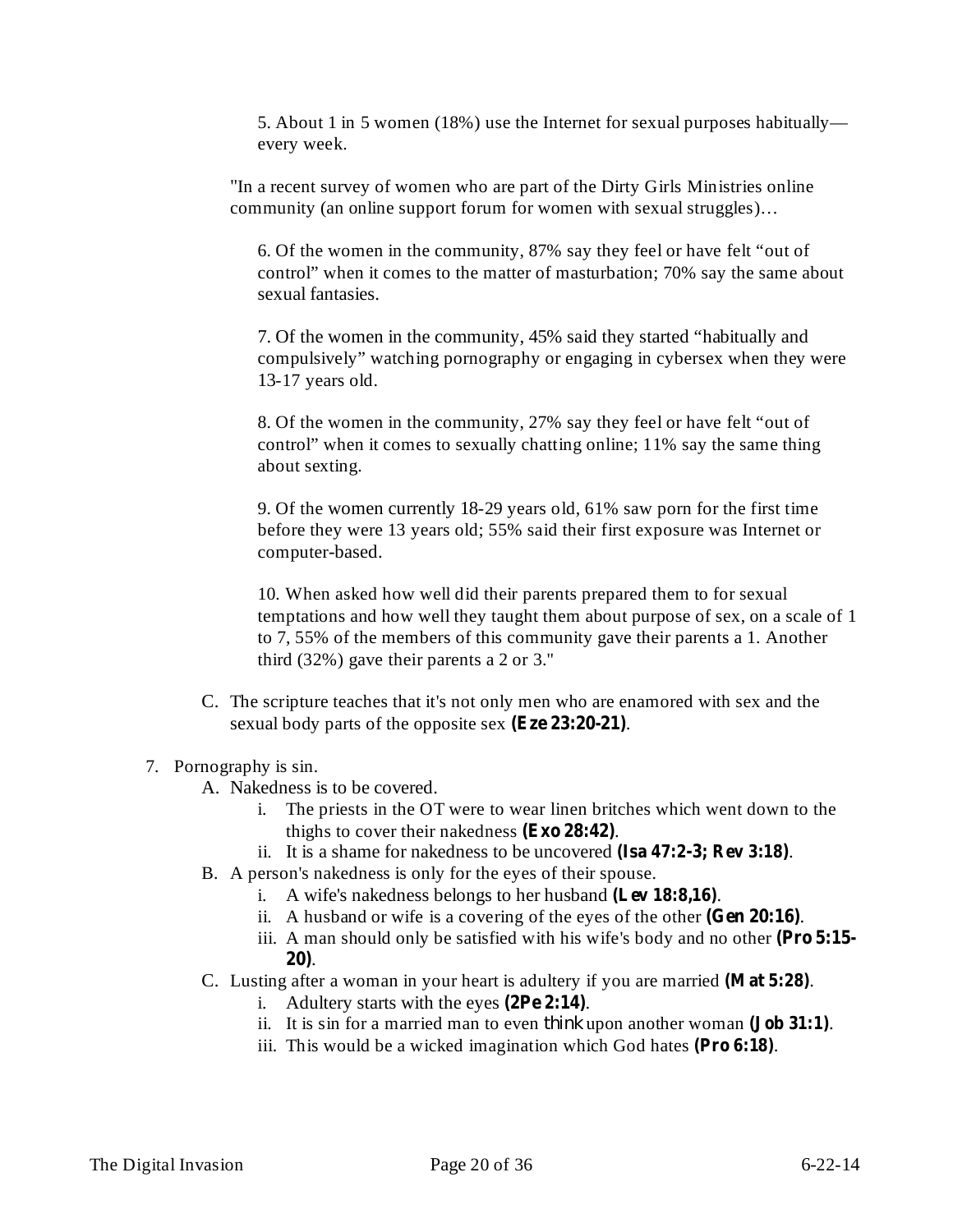5. About 1 in 5 women (18%) use the Internet for sexual purposes habitually—every week.

"In a recent survey of women who are part of the Dirty Girls Ministries online community (an online support forum for women with sexual struggles)…

6. Of the women in the community, 87% say they feel or have felt "out of control" when it comes to the matter of masturbation; 70% say the same about sexual fantasies.

7. Of the women in the community, 45% said they started "habitually and compulsively" watching pornography or engaging in cybersex when they were 13-17 years old.

8. Of the women in the community, 27% say they feel or have felt "out of control" when it comes to sexually chatting online; 11% say the same thing about sexting.

9. Of the women currently 18-29 years old, 61% saw porn for the first time before they were 13 years old; 55% said their first exposure was Internet or computer-based.

10. When asked how well did their parents prepared them to for sexual temptations and how well they taught them about purpose of sex, on a scale of 1 to 7, 55% of the members of this community gave their parents a 1. Another third (32%) gave their parents a 2 or 3."

C. The scripture teaches that it's not only men who are enamored with sex and the sexual body parts of the opposite sex **(Eze 23:20-21)**.

7. Pornography is sin.
   A. Nakedness is to be covered.
      i. The priests in the OT were to wear linen britches which went down to the thighs to cover their nakedness **(Exo 28:42)**.
      ii. It is a shame for nakedness to be uncovered **(Isa 47:2-3; Rev 3:18)**.
   B. A person's nakedness is only for the eyes of their spouse.
      i. A wife's nakedness belongs to her husband **(Lev 18:8,16)**.
      ii. A husband or wife is a covering of the eyes of the other **(Gen 20:16)**.
      iii. A man should only be satisfied with his wife's body and no other **(Pro 5:15-20)**.
   C. Lusting after a woman in your heart is adultery if you are married **(Mat 5:28)**.
      i. Adultery starts with the eyes **(2Pe 2:14)**.
      ii. It is sin for a married man to even *think* upon another woman **(Job 31:1)**.
      iii. This would be a wicked imagination which God hates **(Pro 6:18)**.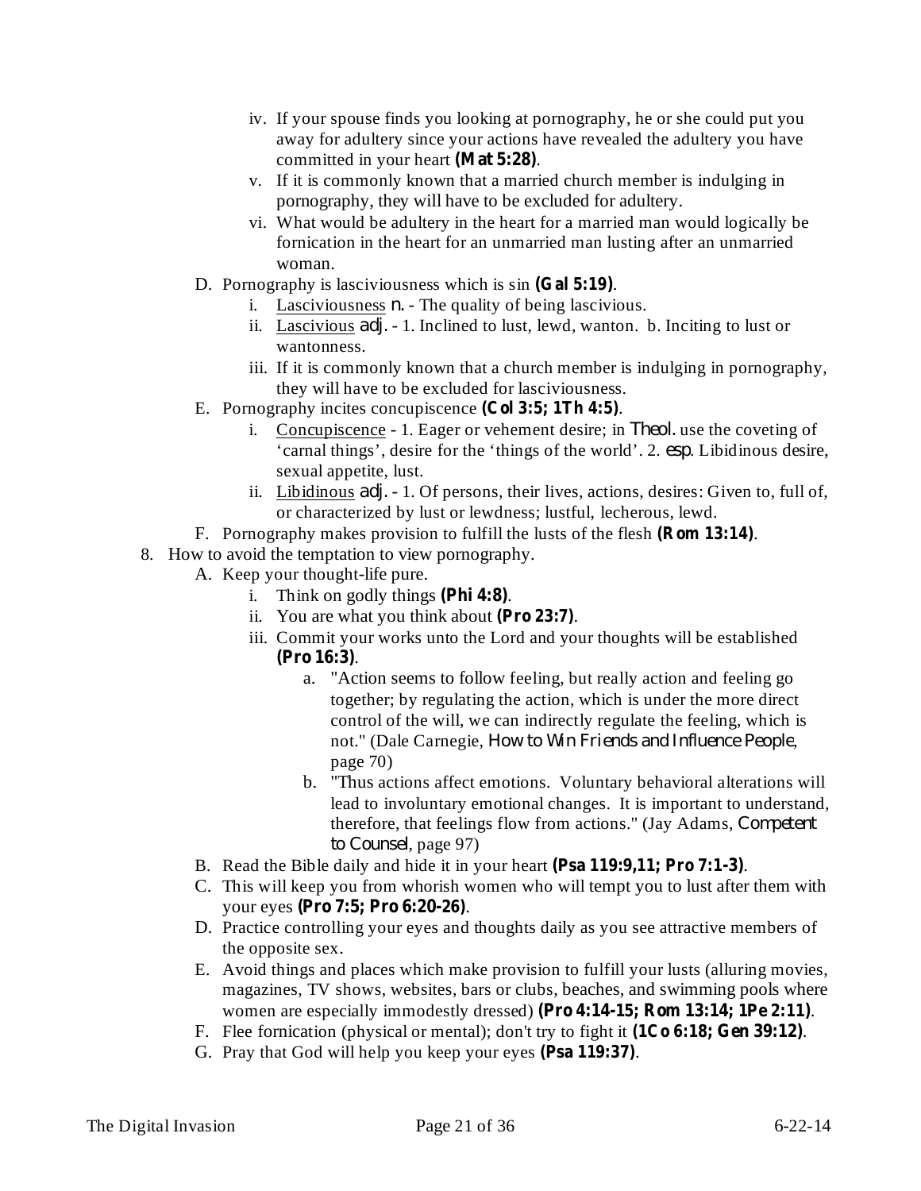- iv. If your spouse finds you looking at pornography, he or she could put you away for adultery since your actions have revealed the adultery you have committed in your heart **(Mat 5:28)**.
   - v. If it is commonly known that a married church member is indulging in pornography, they will have to be excluded for adultery.
   - vi. What would be adultery in the heart for a married man would logically be fornication in the heart for an unmarried man lusting after an unmarried woman.

- D. Pornography is lasciviousness which is sin **(Gal 5:19)**.
   - i. <u>Lasciviousness</u> *n.* - The quality of being lascivious.
   - ii. <u>Lascivious</u> *adj.* - 1. Inclined to lust, lewd, wanton. b. Inciting to lust or wantonness.
   - iii. If it is commonly known that a church member is indulging in pornography, they will have to be excluded for lasciviousness.
- E. Pornography incites concupiscence **(Col 3:5; 1Th 4:5)**.
   - i. <u>Concupiscence</u> - 1. Eager or vehement desire; in *Theol.* use the coveting of 'carnal things', desire for the 'things of the world'. 2. *esp*. Libidinous desire, sexual appetite, lust.
   - ii. <u>Libidinous</u> *adj.* - 1. Of persons, their lives, actions, desires: Given to, full of, or characterized by lust or lewdness; lustful, lecherous, lewd.
- F. Pornography makes provision to fulfill the lusts of the flesh **(Rom 13:14)**.

8. How to avoid the temptation to view pornography.
   - A. Keep your thought-life pure.
      - i. Think on godly things **(Phi 4:8)**.
      - ii. You are what you think about **(Pro 23:7)**.
      - iii. Commit your works unto the Lord and your thoughts will be established **(Pro 16:3)**.
         - a. "Action seems to follow feeling, but really action and feeling go together; by regulating the action, which is under the more direct control of the will, we can indirectly regulate the feeling, which is not." (Dale Carnegie, *How to Win Friends and Influence People*, page 70)
         - b. "Thus actions affect emotions. Voluntary behavioral alterations will lead to involuntary emotional changes. It is important to understand, therefore, that feelings flow from actions." (Jay Adams, *Competent to Counsel*, page 97)
   - B. Read the Bible daily and hide it in your heart **(Psa 119:9,11; Pro 7:1-3)**.
   - C. This will keep you from whorish women who will tempt you to lust after them with your eyes **(Pro 7:5; Pro 6:20-26)**.
   - D. Practice controlling your eyes and thoughts daily as you see attractive members of the opposite sex.
   - E. Avoid things and places which make provision to fulfill your lusts (alluring movies, magazines, TV shows, websites, bars or clubs, beaches, and swimming pools where women are especially immodestly dressed) **(Pro 4:14-15; Rom 13:14; 1Pe 2:11)**.
   - F. Flee fornication (physical or mental); don't try to fight it **(1Co 6:18; Gen 39:12)**.
   - G. Pray that God will help you keep your eyes **(Psa 119:37)**.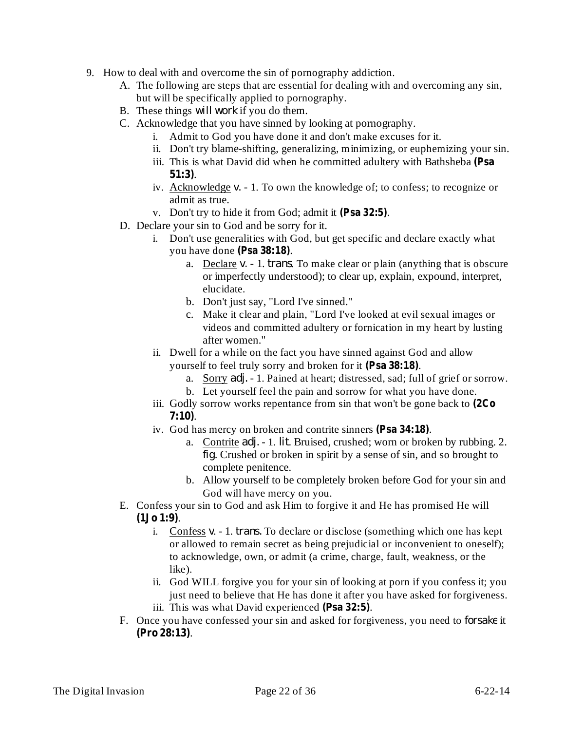9. How to deal with and overcome the sin of pornography addiction.
    A. The following are steps that are essential for dealing with and overcoming any sin, but will be specifically applied to pornography.
    B. These things *will work* if you do them.
    C. Acknowledge that you have sinned by looking at pornography.
        i. Admit to God you have done it and don't make excuses for it.
        ii. Don't try blame-shifting, generalizing, minimizing, or euphemizing your sin.
        iii. This is what David did when he committed adultery with Bathsheba **(Psa 51:3)**.
        iv. Acknowledge *v.* - 1. To own the knowledge of; to confess; to recognize or admit as true.
        v. Don't try to hide it from God; admit it **(Psa 32:5)**.
    D. Declare your sin to God and be sorry for it.
        i. Don't use generalities with God, but get specific and declare exactly what you have done **(Psa 38:18)**.
            a. Declare *v.* - 1. *trans*. To make clear or plain (anything that is obscure or imperfectly understood); to clear up, explain, expound, interpret, elucidate.
            b. Don't just say, "Lord I've sinned."
            c. Make it clear and plain, "Lord I've looked at evil sexual images or videos and committed adultery or fornication in my heart by lusting after women."
        ii. Dwell for a while on the fact you have sinned against God and allow yourself to feel truly sorry and broken for it **(Psa 38:18)**.
            a. Sorry *adj.* - 1. Pained at heart; distressed, sad; full of grief or sorrow.
            b. Let yourself feel the pain and sorrow for what you have done.
        iii. Godly sorrow works repentance from sin that won't be gone back to **(2Co 7:10)**.
        iv. God has mercy on broken and contrite sinners **(Psa 34:18)**.
            a. Contrite *adj.* - 1. *lit*. Bruised, crushed; worn or broken by rubbing. 2. *fig*. Crushed or broken in spirit by a sense of sin, and so brought to complete penitence.
            b. Allow yourself to be completely broken before God for your sin and God will have mercy on you.
    E. Confess your sin to God and ask Him to forgive it and He has promised He will **(1Jo 1:9)**.
        i. Confess *v.* - 1. *trans*. To declare or disclose (something which one has kept or allowed to remain secret as being prejudicial or inconvenient to oneself); to acknowledge, own, or admit (a crime, charge, fault, weakness, or the like).
        ii. God WILL forgive you for your sin of looking at porn if you confess it; you just need to believe that He has done it after you have asked for forgiveness.
        iii. This was what David experienced **(Psa 32:5)**.
    F. Once you have confessed your sin and asked for forgiveness, you need to *forsake* it **(Pro 28:13)**.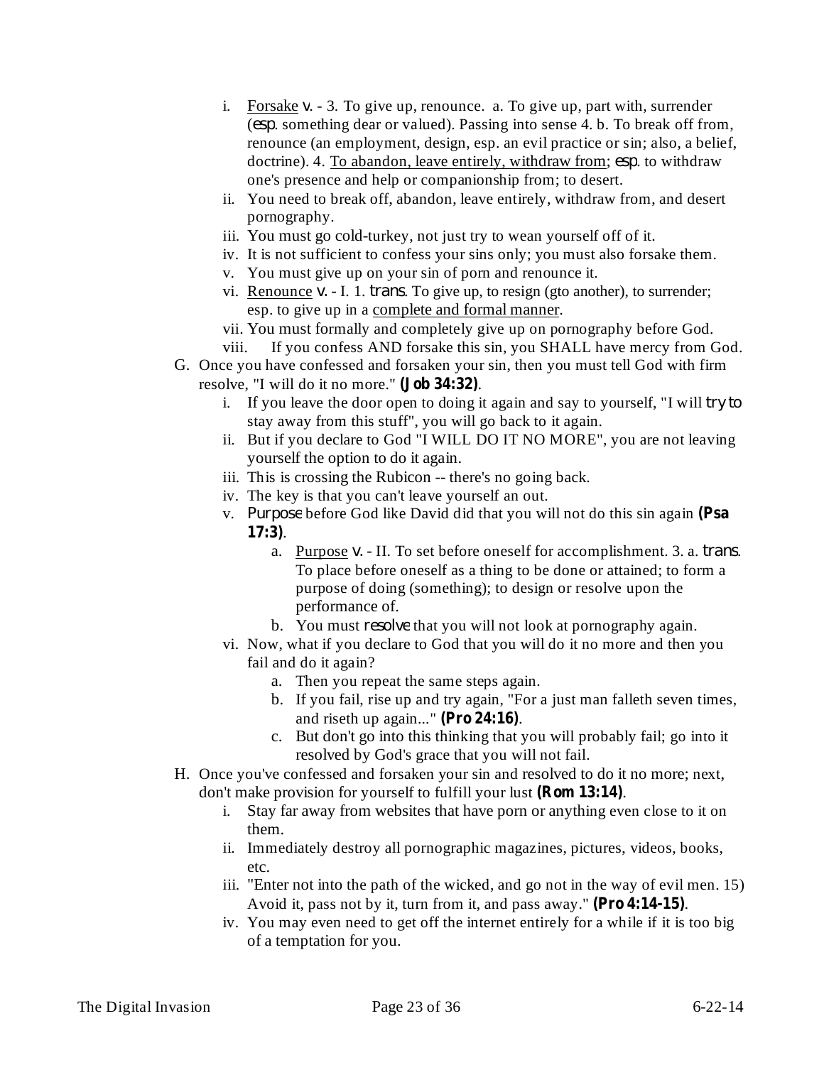i. <u>Forsake</u> *v.* - 3. To give up, renounce. a. To give up, part with, surrender (*esp*. something dear or valued). Passing into sense 4. b. To break off from, renounce (an employment, design, esp. an evil practice or sin; also, a belief, doctrine). 4. <u>To abandon, leave entirely, withdraw from</u>; *esp*. to withdraw one's presence and help or companionship from; to desert.
ii. You need to break off, abandon, leave entirely, withdraw from, and desert pornography.
iii. You must go cold-turkey, not just try to wean yourself off of it.
iv. It is not sufficient to confess your sins only; you must also forsake them.
v. You must give up on your sin of porn and renounce it.
vi. <u>Renounce</u> *v.* - I. 1. *trans*. To give up, to resign (gto another), to surrender; esp. to give up in a <u>complete and formal manner</u>.
vii. You must formally and completely give up on pornography before God.
viii. If you confess AND forsake this sin, you SHALL have mercy from God.

G. Once you have confessed and forsaken your sin, then you must tell God with firm resolve, "I will do it no more." **(Job 34:32)**.
   i. If you leave the door open to doing it again and say to yourself, "I will *try to* stay away from this stuff", you will go back to it again.
   ii. But if you declare to God "I WILL DO IT NO MORE", you are not leaving yourself the option to do it again.
   iii. This is crossing the Rubicon -- there's no going back.
   iv. The key is that you can't leave yourself an out.
   v. *Purpose* before God like David did that you will not do this sin again **(Psa 17:3)**.
      a. <u>Purpose</u> *v.* - II. To set before oneself for accomplishment. 3. a. *trans*. To place before oneself as a thing to be done or attained; to form a purpose of doing (something); to design or resolve upon the performance of.
      b. You must *resolve* that you will not look at pornography again.
   vi. Now, what if you declare to God that you will do it no more and then you fail and do it again?
      a. Then you repeat the same steps again.
      b. If you fail, rise up and try again, "For a just man falleth seven times, and riseth up again..." **(Pro 24:16)**.
      c. But don't go into this thinking that you will probably fail; go into it resolved by God's grace that you will not fail.

H. Once you've confessed and forsaken your sin and resolved to do it no more; next, don't make provision for yourself to fulfill your lust **(Rom 13:14)**.
   i. Stay far away from websites that have porn or anything even close to it on them.
   ii. Immediately destroy all pornographic magazines, pictures, videos, books, etc.
   iii. "Enter not into the path of the wicked, and go not in the way of evil men. 15) Avoid it, pass not by it, turn from it, and pass away." **(Pro 4:14-15)**.
   iv. You may even need to get off the internet entirely for a while if it is too big of a temptation for you.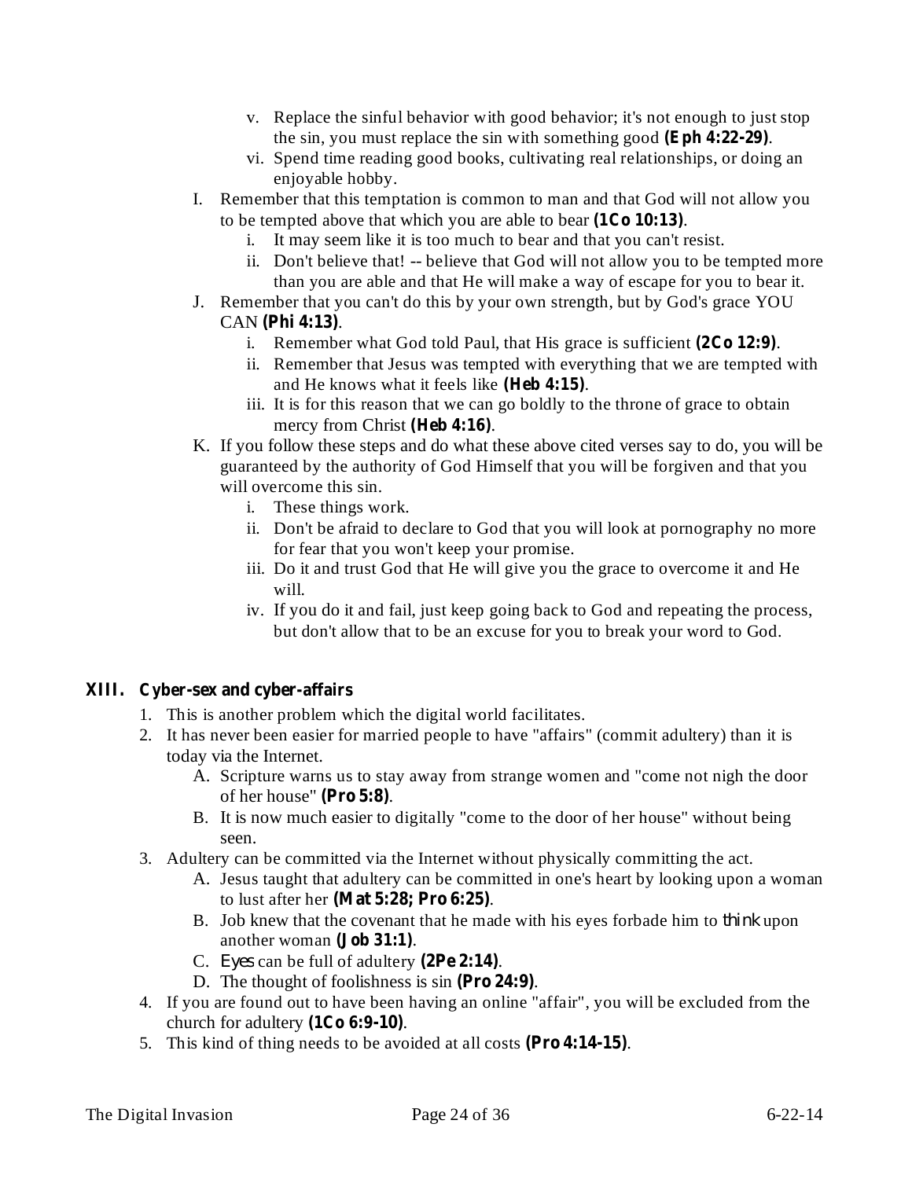v. Replace the sinful behavior with good behavior; it's not enough to just stop the sin, you must replace the sin with something good **(Eph 4:22-29)**.
      vi. Spend time reading good books, cultivating real relationships, or doing an enjoyable hobby.
   I. Remember that this temptation is common to man and that God will not allow you to be tempted above that which you are able to bear **(1Co 10:13)**.
      i. It may seem like it is too much to bear and that you can't resist.
      ii. Don't believe that! -- believe that God will not allow you to be tempted more than you are able and that He will make a way of escape for you to bear it.
   J. Remember that you can't do this by your own strength, but by God's grace YOU CAN **(Phi 4:13)**.
      i. Remember what God told Paul, that His grace is sufficient **(2Co 12:9)**.
      ii. Remember that Jesus was tempted with everything that we are tempted with and He knows what it feels like **(Heb 4:15)**.
      iii. It is for this reason that we can go boldly to the throne of grace to obtain mercy from Christ **(Heb 4:16)**.
   K. If you follow these steps and do what these above cited verses say to do, you will be guaranteed by the authority of God Himself that you will be forgiven and that you will overcome this sin.
      i. These things work.
      ii. Don't be afraid to declare to God that you will look at pornography no more for fear that you won't keep your promise.
      iii. Do it and trust God that He will give you the grace to overcome it and He will.
      iv. If you do it and fail, just keep going back to God and repeating the process, but don't allow that to be an excuse for you to break your word to God.

## XIII. Cyber-sex and cyber-affairs

1. This is another problem which the digital world facilitates.
2. It has never been easier for married people to have "affairs" (commit adultery) than it is today via the Internet.
   A. Scripture warns us to stay away from strange women and "come not nigh the door of her house" **(Pro 5:8)**.
   B. It is now much easier to digitally "come to the door of her house" without being seen.
3. Adultery can be committed via the Internet without physically committing the act.
   A. Jesus taught that adultery can be committed in one's heart by looking upon a woman to lust after her **(Mat 5:28; Pro 6:25)**.
   B. Job knew that the covenant that he made with his eyes forbade him to *think* upon another woman **(Job 31:1)**.
   C. *Eyes* can be full of adultery **(2Pe 2:14)**.
   D. The thought of foolishness is sin **(Pro 24:9)**.
4. If you are found out to have been having an online "affair", you will be excluded from the church for adultery **(1Co 6:9-10)**.
5. This kind of thing needs to be avoided at all costs **(Pro 4:14-15)**.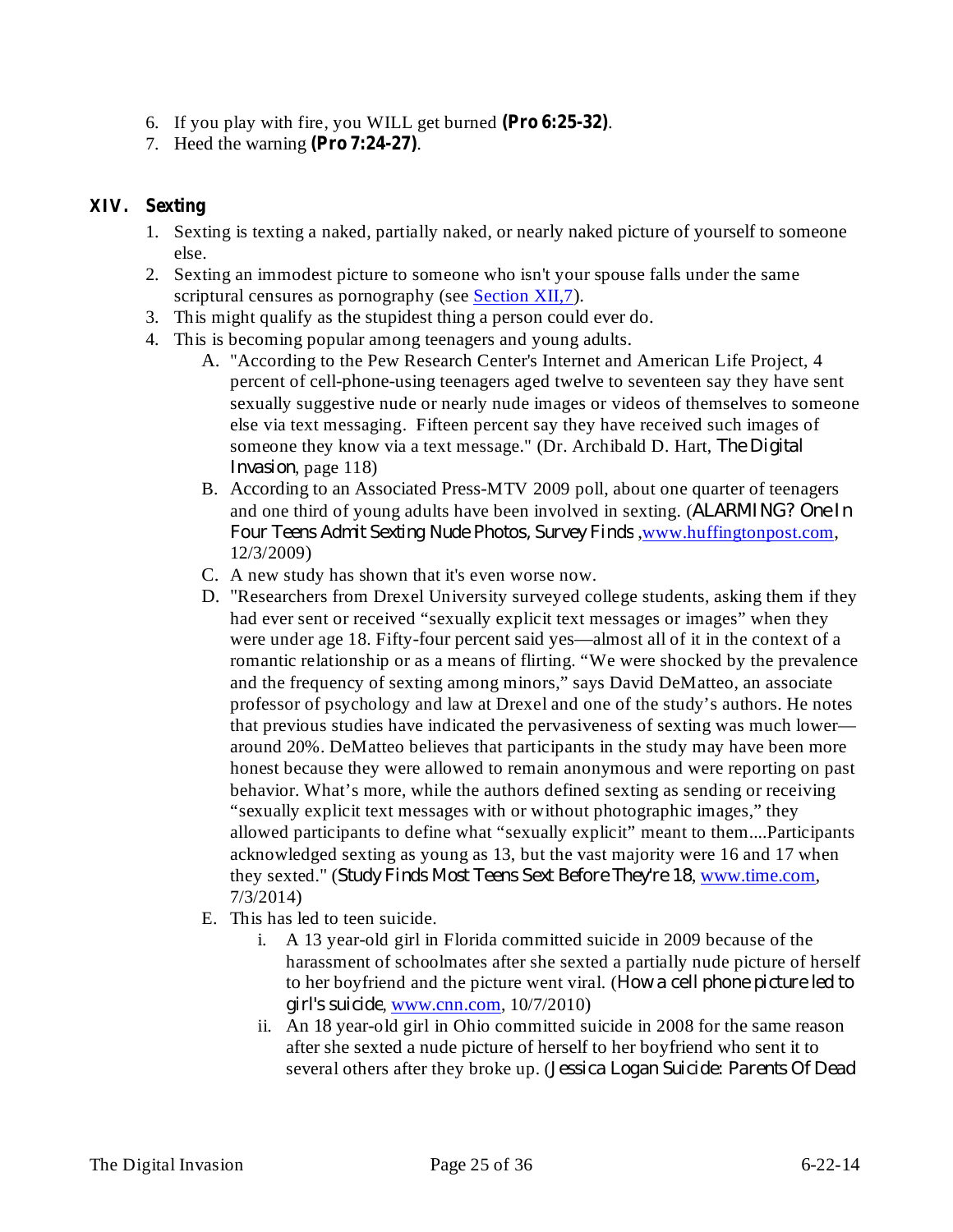6. If you play with fire, you WILL get burned **(Pro 6:25-32)**.
7. Heed the warning **(Pro 7:24-27)**.

## XIV. Sexting

1. Sexting is texting a naked, partially naked, or nearly naked picture of yourself to someone else.
2. Sexting an immodest picture to someone who isn't your spouse falls under the same scriptural censures as pornography (see Section XII,7).
3. This might qualify as the stupidest thing a person could ever do.
4. This is becoming popular among teenagers and young adults.
   - A. "According to the Pew Research Center's Internet and American Life Project, 4 percent of cell-phone-using teenagers aged twelve to seventeen say they have sent sexually suggestive nude or nearly nude images or videos of themselves to someone else via text messaging. Fifteen percent say they have received such images of someone they know via a text message." (Dr. Archibald D. Hart, *The Digital Invasion*, page 118)
   - B. According to an Associated Press-MTV 2009 poll, about one quarter of teenagers and one third of young adults have been involved in sexting. (*ALARMING? One In Four Teens Admit Sexting Nude Photos, Survey Finds* ,www.huffingtonpost.com, 12/3/2009)
   - C. A new study has shown that it's even worse now.
   - D. "Researchers from Drexel University surveyed college students, asking them if they had ever sent or received “sexually explicit text messages or images” when they were under age 18. Fifty-four percent said yes—almost all of it in the context of a romantic relationship or as a means of flirting. “We were shocked by the prevalence and the frequency of sexting among minors,” says David DeMatteo, an associate professor of psychology and law at Drexel and one of the study’s authors. He notes that previous studies have indicated the pervasiveness of sexting was much lower—around 20%. DeMatteo believes that participants in the study may have been more honest because they were allowed to remain anonymous and were reporting on past behavior. What’s more, while the authors defined sexting as sending or receiving “sexually explicit text messages with or without photographic images,” they allowed participants to define what “sexually explicit” meant to them....Participants acknowledged sexting as young as 13, but the vast majority were 16 and 17 when they sexted." (*Study Finds Most Teens Sext Before They're 18*, www.time.com, 7/3/2014)
   - E. This has led to teen suicide.
     - i. A 13 year-old girl in Florida committed suicide in 2009 because of the harassment of schoolmates after she sexted a partially nude picture of herself to her boyfriend and the picture went viral. (*How a cell phone picture led to girl's suicide*, www.cnn.com, 10/7/2010)
     - ii. An 18 year-old girl in Ohio committed suicide in 2008 for the same reason after she sexted a nude picture of herself to her boyfriend who sent it to several others after they broke up. (*Jessica Logan Suicide: Parents Of Dead*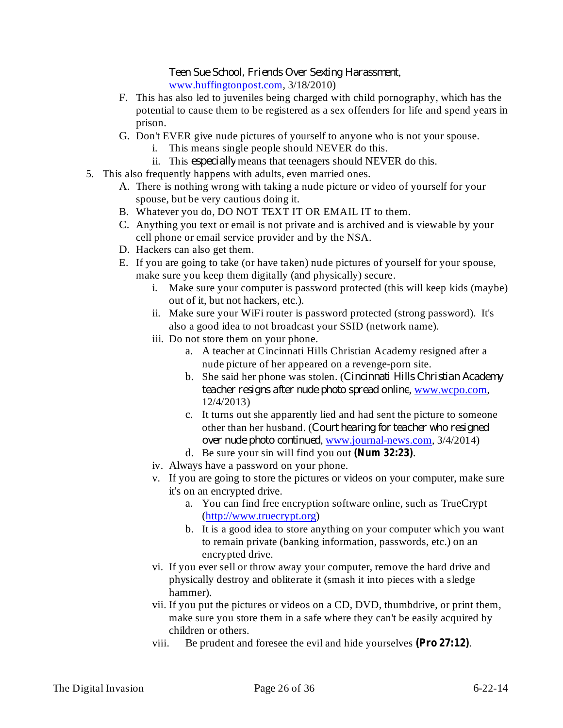*Teen Sue School, Friends Over Sexting Harassment*, www.huffingtonpost.com, 3/18/2010)

  - F. This has also led to juveniles being charged with child pornography, which has the potential to cause them to be registered as a sex offenders for life and spend years in prison.
  - G. Don't EVER give nude pictures of yourself to anyone who is not your spouse.
    - i. This means single people should NEVER do this.
    - ii. This *especially* means that teenagers should NEVER do this.

5. This also frequently happens with adults, even married ones.
   - A. There is nothing wrong with taking a nude picture or video of yourself for your spouse, but be very cautious doing it.
   - B. Whatever you do, DO NOT TEXT IT OR EMAIL IT to them.
   - C. Anything you text or email is not private and is archived and is viewable by your cell phone or email service provider and by the NSA.
   - D. Hackers can also get them.
   - E. If you are going to take (or have taken) nude pictures of yourself for your spouse, make sure you keep them digitally (and physically) secure.
     - i. Make sure your computer is password protected (this will keep kids (maybe) out of it, but not hackers, etc.).
     - ii. Make sure your WiFi router is password protected (strong password). It's also a good idea to not broadcast your SSID (network name).
     - iii. Do not store them on your phone.
       - a. A teacher at Cincinnati Hills Christian Academy resigned after a nude picture of her appeared on a revenge-porn site.
       - b. She said her phone was stolen. (*Cincinnati Hills Christian Academy teacher resigns after nude photo spread online*, www.wcpo.com, 12/4/2013)
       - c. It turns out she apparently lied and had sent the picture to someone other than her husband. (*Court hearing for teacher who resigned over nude photo continued*, www.journal-news.com, 3/4/2014)
       - d. Be sure your sin will find you out **(Num 32:23)**.
     - iv. Always have a password on your phone.
     - v. If you are going to store the pictures or videos on your computer, make sure it's on an encrypted drive.
       - a. You can find free encryption software online, such as TrueCrypt (http://www.truecrypt.org)
       - b. It is a good idea to store anything on your computer which you want to remain private (banking information, passwords, etc.) on an encrypted drive.
     - vi. If you ever sell or throw away your computer, remove the hard drive and physically destroy and obliterate it (smash it into pieces with a sledge hammer).
     - vii. If you put the pictures or videos on a CD, DVD, thumbdrive, or print them, make sure you store them in a safe where they can't be easily acquired by children or others.
     - viii. Be prudent and foresee the evil and hide yourselves **(Pro 27:12)**.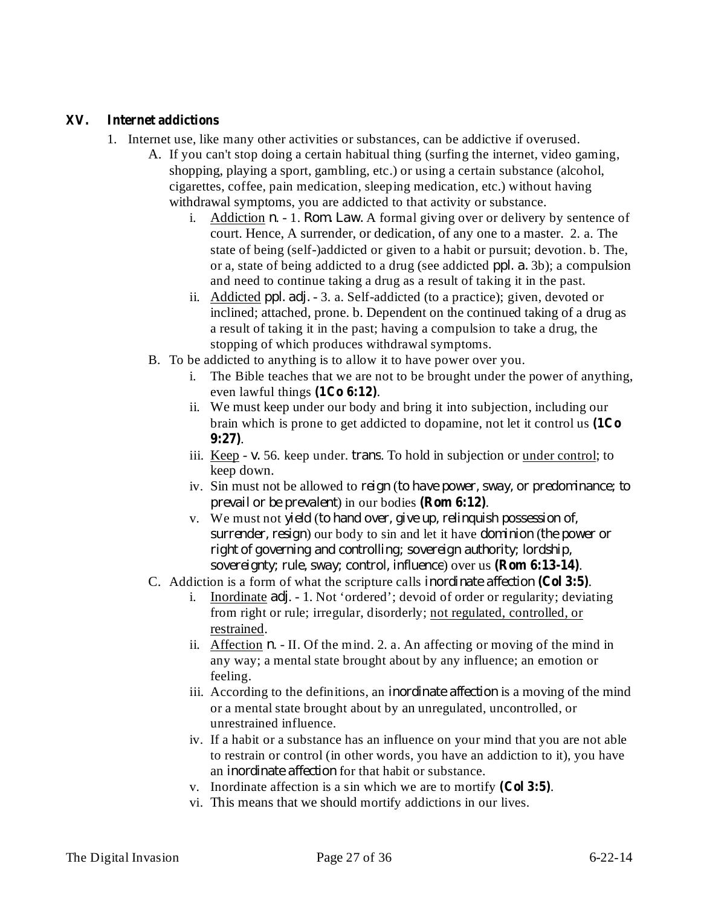## XV. Internet addictions

1. Internet use, like many other activities or substances, can be addictive if overused.
   - A. If you can't stop doing a certain habitual thing (surfing the internet, video gaming, shopping, playing a sport, gambling, etc.) or using a certain substance (alcohol, cigarettes, coffee, pain medication, sleeping medication, etc.) without having withdrawal symptoms, you are addicted to that activity or substance.
     - i. <u>Addiction</u> n. - 1. Rom. Law. A formal giving over or delivery by sentence of court. Hence, A surrender, or dedication, of any one to a master. 2. a. The state of being (self-)addicted or given to a habit or pursuit; devotion. b. The, or a, state of being addicted to a drug (see addicted ppl. a. 3b); a compulsion and need to continue taking a drug as a result of taking it in the past.
     - ii. <u>Addicted</u> ppl. adj. - 3. a. Self-addicted (to a practice); given, devoted or inclined; attached, prone. b. Dependent on the continued taking of a drug as a result of taking it in the past; having a compulsion to take a drug, the stopping of which produces withdrawal symptoms.
   - B. To be addicted to anything is to allow it to have power over you.
     - i. The Bible teaches that we are not to be brought under the power of anything, even lawful things **(1Co 6:12)**.
     - ii. We must keep under our body and bring it into subjection, including our brain which is prone to get addicted to dopamine, not let it control us **(1Co 9:27)**.
     - iii. <u>Keep</u> - v. 56. keep under. trans. To hold in subjection or <u>under control</u>; to keep down.
     - iv. Sin must not be allowed to reign (to have power, sway, or predominance; to prevail or be prevalent) in our bodies **(Rom 6:12)**.
     - v. We must not yield (to hand over, give up, relinquish possession of, surrender, resign) our body to sin and let it have dominion (the power or right of governing and controlling; sovereign authority; lordship, sovereignty; rule, sway; control, influence) over us **(Rom 6:13-14)**.
   - C. Addiction is a form of what the scripture calls inordinate affection **(Col 3:5)**.
     - i. <u>Inordinate</u> adj. - 1. Not 'ordered'; devoid of order or regularity; deviating from right or rule; irregular, disorderly; <u>not regulated, controlled, or restrained</u>.
     - ii. <u>Affection</u> n. - II. Of the mind. 2. a. An affecting or moving of the mind in any way; a mental state brought about by any influence; an emotion or feeling.
     - iii. According to the definitions, an inordinate affection is a moving of the mind or a mental state brought about by an unregulated, uncontrolled, or unrestrained influence.
     - iv. If a habit or a substance has an influence on your mind that you are not able to restrain or control (in other words, you have an addiction to it), you have an inordinate affection for that habit or substance.
     - v. Inordinate affection is a sin which we are to mortify **(Col 3:5)**.
     - vi. This means that we should mortify addictions in our lives.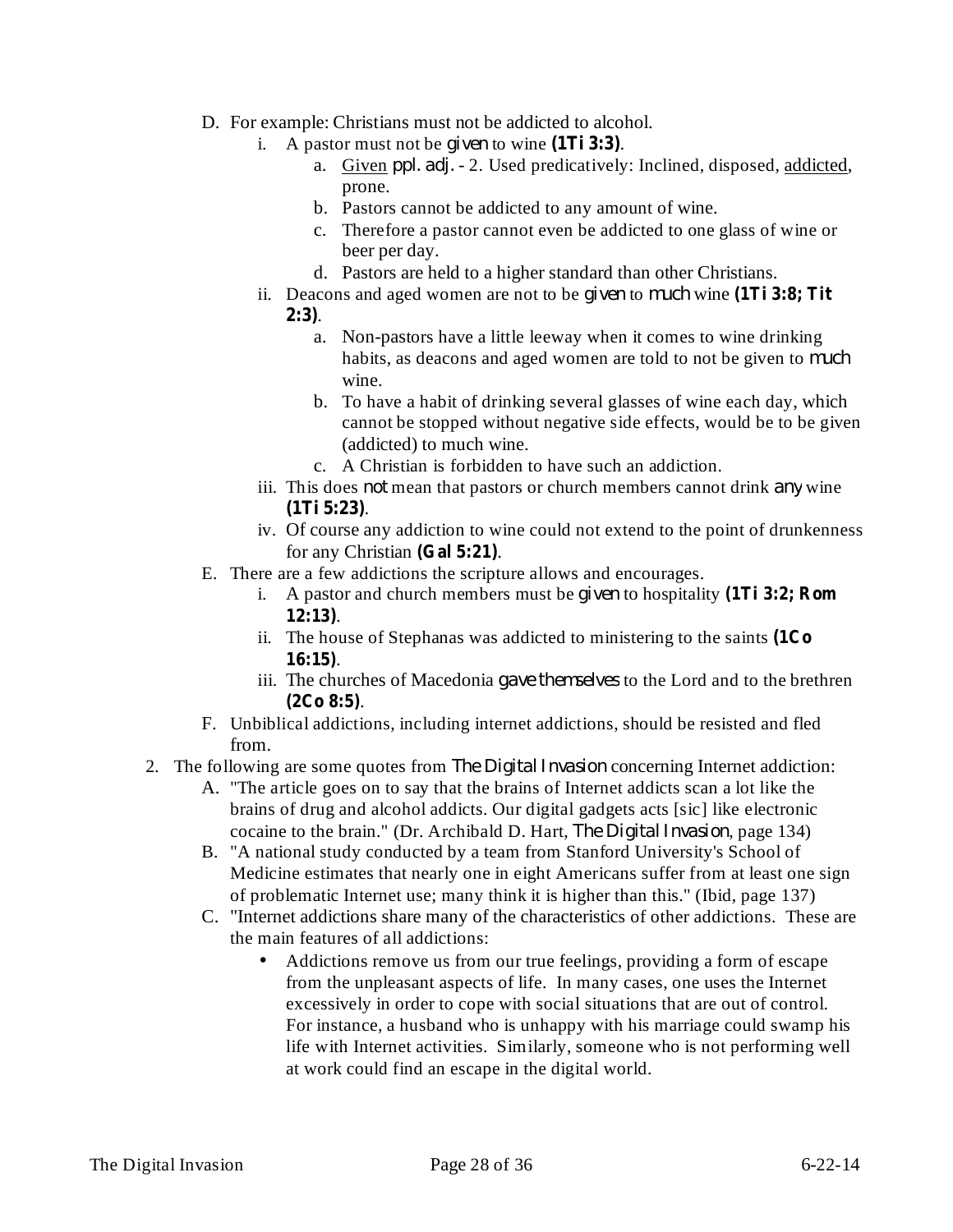D. For example: Christians must not be addicted to alcohol.
   i. A pastor must not be *given* to wine **(1Ti 3:3)**.
      a. Given *ppl. adj.* - 2. Used predicatively: Inclined, disposed, addicted, prone.
      b. Pastors cannot be addicted to any amount of wine.
      c. Therefore a pastor cannot even be addicted to one glass of wine or beer per day.
      d. Pastors are held to a higher standard than other Christians.
   ii. Deacons and aged women are not to be *given* to *much* wine **(1Ti 3:8; Tit 2:3)**.
      a. Non-pastors have a little leeway when it comes to wine drinking habits, as deacons and aged women are told to not be given to *much* wine.
      b. To have a habit of drinking several glasses of wine each day, which cannot be stopped without negative side effects, would be to be given (addicted) to much wine.
      c. A Christian is forbidden to have such an addiction.
   iii. This does *not* mean that pastors or church members cannot drink *any* wine **(1Ti 5:23)**.
   iv. Of course any addiction to wine could not extend to the point of drunkenness for any Christian **(Gal 5:21)**.

E. There are a few addictions the scripture allows and encourages.
   i. A pastor and church members must be *given* to hospitality **(1Ti 3:2; Rom 12:13)**.
   ii. The house of Stephanas was addicted to ministering to the saints **(1Co 16:15)**.
   iii. The churches of Macedonia *gave themselves* to the Lord and to the brethren **(2Co 8:5)**.

F. Unbiblical addictions, including internet addictions, should be resisted and fled from.

2. The following are some quotes from *The Digital Invasion* concerning Internet addiction:
   A. "The article goes on to say that the brains of Internet addicts scan a lot like the brains of drug and alcohol addicts. Our digital gadgets acts [sic] like electronic cocaine to the brain." (Dr. Archibald D. Hart, *The Digital Invasion*, page 134)
   B. "A national study conducted by a team from Stanford University's School of Medicine estimates that nearly one in eight Americans suffer from at least one sign of problematic Internet use; many think it is higher than this." (Ibid, page 137)
   C. "Internet addictions share many of the characteristics of other addictions. These are the main features of all addictions:
      - Addictions remove us from our true feelings, providing a form of escape from the unpleasant aspects of life. In many cases, one uses the Internet excessively in order to cope with social situations that are out of control. For instance, a husband who is unhappy with his marriage could swamp his life with Internet activities. Similarly, someone who is not performing well at work could find an escape in the digital world.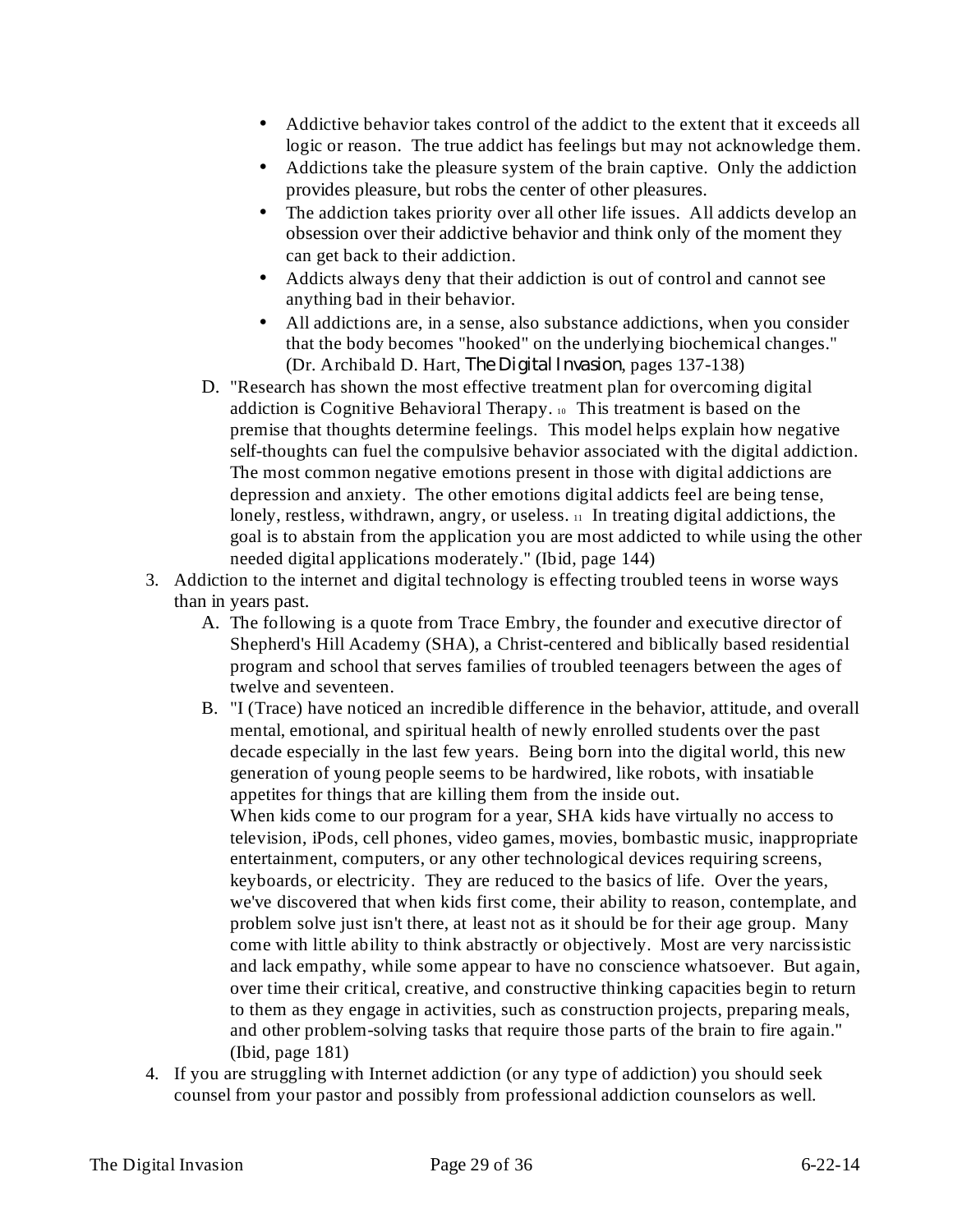- Addictive behavior takes control of the addict to the extent that it exceeds all logic or reason. The true addict has feelings but may not acknowledge them.
- Addictions take the pleasure system of the brain captive. Only the addiction provides pleasure, but robs the center of other pleasures.
- The addiction takes priority over all other life issues. All addicts develop an obsession over their addictive behavior and think only of the moment they can get back to their addiction.
- Addicts always deny that their addiction is out of control and cannot see anything bad in their behavior.
- All addictions are, in a sense, also substance addictions, when you consider that the body becomes "hooked" on the underlying biochemical changes." (Dr. Archibald D. Hart, *The Digital Invasion*, pages 137-138)

D. "Research has shown the most effective treatment plan for overcoming digital addiction is Cognitive Behavioral Therapy. [10] This treatment is based on the premise that thoughts determine feelings. This model helps explain how negative self-thoughts can fuel the compulsive behavior associated with the digital addiction. The most common negative emotions present in those with digital addictions are depression and anxiety. The other emotions digital addicts feel are being tense, lonely, restless, withdrawn, angry, or useless. [11] In treating digital addictions, the goal is to abstain from the application you are most addicted to while using the other needed digital applications moderately." (Ibid, page 144)

3. Addiction to the internet and digital technology is effecting troubled teens in worse ways than in years past.
   A. The following is a quote from Trace Embry, the founder and executive director of Shepherd's Hill Academy (SHA), a Christ-centered and biblically based residential program and school that serves families of troubled teenagers between the ages of twelve and seventeen.
   B. "I (Trace) have noticed an incredible difference in the behavior, attitude, and overall mental, emotional, and spiritual health of newly enrolled students over the past decade especially in the last few years. Being born into the digital world, this new generation of young people seems to be hardwired, like robots, with insatiable appetites for things that are killing them from the inside out.
   When kids come to our program for a year, SHA kids have virtually no access to television, iPods, cell phones, video games, movies, bombastic music, inappropriate entertainment, computers, or any other technological devices requiring screens, keyboards, or electricity. They are reduced to the basics of life. Over the years, we've discovered that when kids first come, their ability to reason, contemplate, and problem solve just isn't there, at least not as it should be for their age group. Many come with little ability to think abstractly or objectively. Most are very narcissistic and lack empathy, while some appear to have no conscience whatsoever. But again, over time their critical, creative, and constructive thinking capacities begin to return to them as they engage in activities, such as construction projects, preparing meals, and other problem-solving tasks that require those parts of the brain to fire again." (Ibid, page 181)
4. If you are struggling with Internet addiction (or any type of addiction) you should seek counsel from your pastor and possibly from professional addiction counselors as well.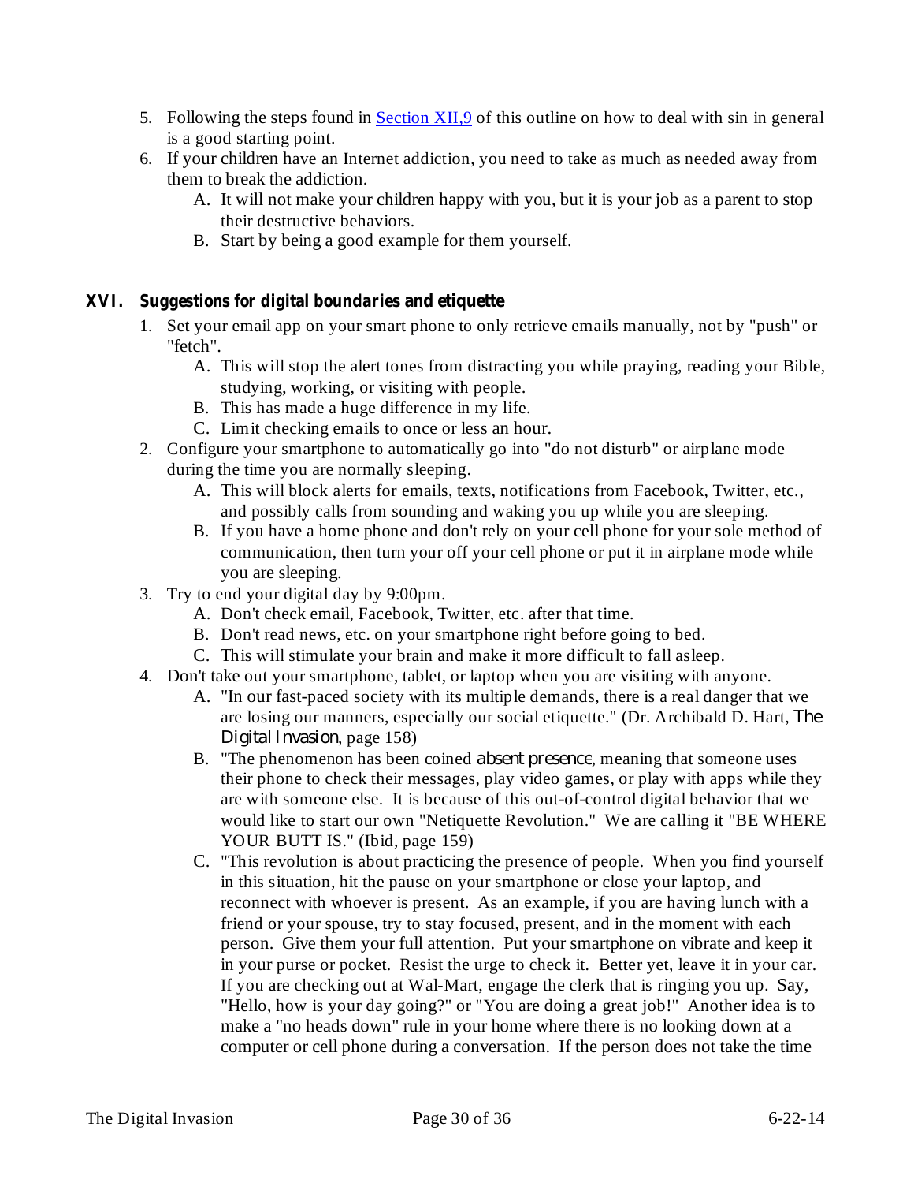5. Following the steps found in [Section XII,9](#) of this outline on how to deal with sin in general is a good starting point.
6. If your children have an Internet addiction, you need to take as much as needed away from them to break the addiction.
    A. It will not make your children happy with you, but it is your job as a parent to stop their destructive behaviors.
    B. Start by being a good example for them yourself.

## XVI. *Suggestions for digital boundaries and etiquette*

1. Set your email app on your smart phone to only retrieve emails manually, not by "push" or "fetch".
    A. This will stop the alert tones from distracting you while praying, reading your Bible, studying, working, or visiting with people.
    B. This has made a huge difference in my life.
    C. Limit checking emails to once or less an hour.
2. Configure your smartphone to automatically go into "do not disturb" or airplane mode during the time you are normally sleeping.
    A. This will block alerts for emails, texts, notifications from Facebook, Twitter, etc., and possibly calls from sounding and waking you up while you are sleeping.
    B. If you have a home phone and don't rely on your cell phone for your sole method of communication, then turn your off your cell phone or put it in airplane mode while you are sleeping.
3. Try to end your digital day by 9:00pm.
    A. Don't check email, Facebook, Twitter, etc. after that time.
    B. Don't read news, etc. on your smartphone right before going to bed.
    C. This will stimulate your brain and make it more difficult to fall asleep.
4. Don't take out your smartphone, tablet, or laptop when you are visiting with anyone.
    A. "In our fast-paced society with its multiple demands, there is a real danger that we are losing our manners, especially our social etiquette." (Dr. Archibald D. Hart, *The Digital Invasion*, page 158)
    B. "The phenomenon has been coined *absent presence*, meaning that someone uses their phone to check their messages, play video games, or play with apps while they are with someone else. It is because of this out-of-control digital behavior that we would like to start our own "Netiquette Revolution." We are calling it "BE WHERE YOUR BUTT IS." (Ibid, page 159)
    C. "This revolution is about practicing the presence of people. When you find yourself in this situation, hit the pause on your smartphone or close your laptop, and reconnect with whoever is present. As an example, if you are having lunch with a friend or your spouse, try to stay focused, present, and in the moment with each person. Give them your full attention. Put your smartphone on vibrate and keep it in your purse or pocket. Resist the urge to check it. Better yet, leave it in your car. If you are checking out at Wal-Mart, engage the clerk that is ringing you up. Say, "Hello, how is your day going?" or "You are doing a great job!" Another idea is to make a "no heads down" rule in your home where there is no looking down at a computer or cell phone during a conversation. If the person does not take the time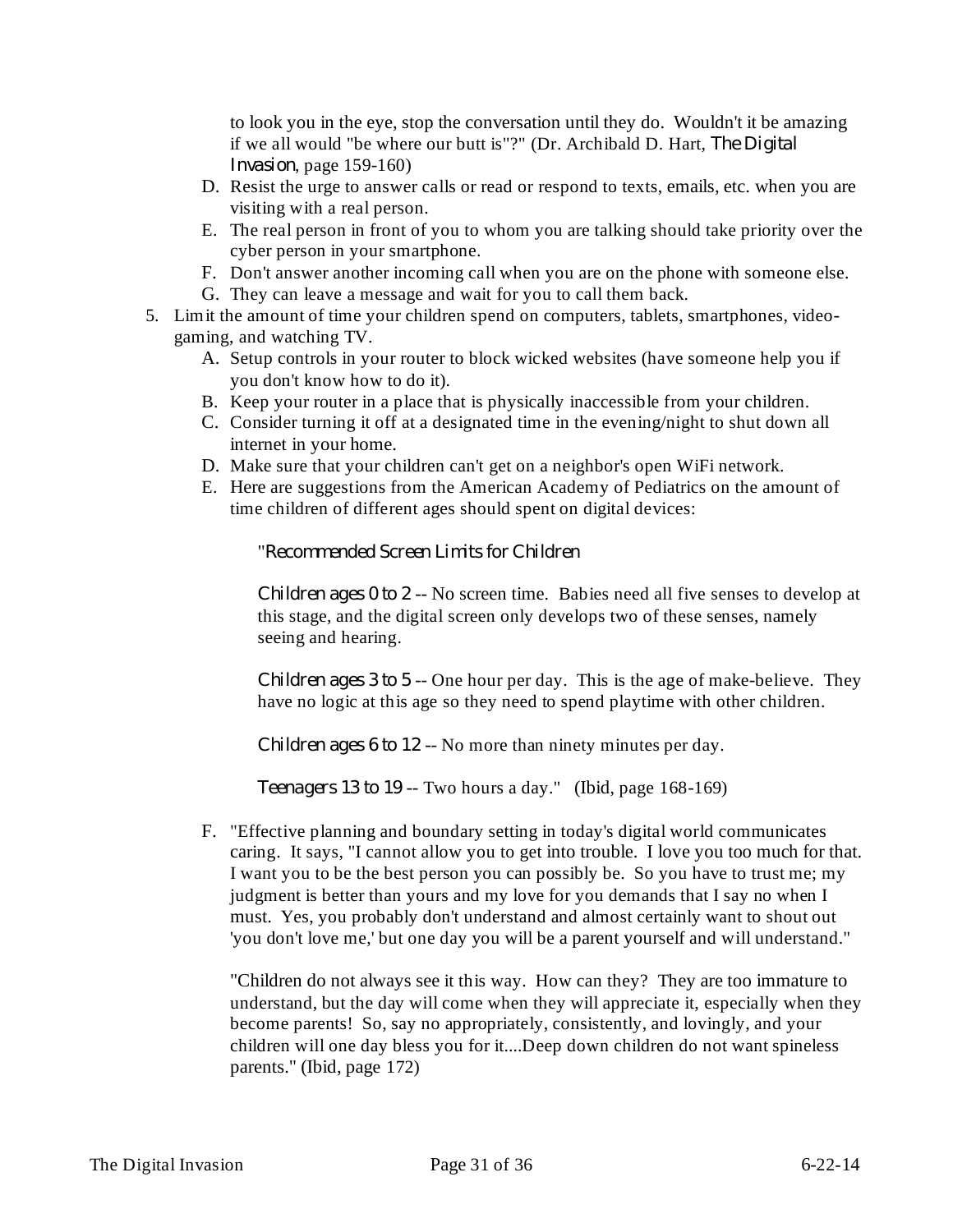to look you in the eye, stop the conversation until they do. Wouldn't it be amazing if we all would "be where our butt is"?" (Dr. Archibald D. Hart, *The Digital Invasion*, page 159-160)

D. Resist the urge to answer calls or read or respond to texts, emails, etc. when you are visiting with a real person.
E. The real person in front of you to whom you are talking should take priority over the cyber person in your smartphone.
F. Don't answer another incoming call when you are on the phone with someone else.
G. They can leave a message and wait for you to call them back.

5. Limit the amount of time your children spend on computers, tablets, smartphones, video-gaming, and watching TV.
   A. Setup controls in your router to block wicked websites (have someone help you if you don't know how to do it).
   B. Keep your router in a place that is physically inaccessible from your children.
   C. Consider turning it off at a designated time in the evening/night to shut down all internet in your home.
   D. Make sure that your children can't get on a neighbor's open WiFi network.
   E. Here are suggestions from the American Academy of Pediatrics on the amount of time children of different ages should spent on digital devices:

      "*Recommended Screen Limits for Children*

      *Children ages 0 to 2* -- No screen time. Babies need all five senses to develop at this stage, and the digital screen only develops two of these senses, namely seeing and hearing.

      *Children ages 3 to 5* -- One hour per day. This is the age of make-believe. They have no logic at this age so they need to spend playtime with other children.

      *Children ages 6 to 12* -- No more than ninety minutes per day.

      *Teenagers 13 to 19* -- Two hours a day." (Ibid, page 168-169)

   F. "Effective planning and boundary setting in today's digital world communicates caring. It says, "I cannot allow you to get into trouble. I love you too much for that. I want you to be the best person you can possibly be. So you have to trust me; my judgment is better than yours and my love for you demands that I say no when I must. Yes, you probably don't understand and almost certainly want to shout out 'you don't love me,' but one day you will be a parent yourself and will understand."

      "Children do not always see it this way. How can they? They are too immature to understand, but the day will come when they will appreciate it, especially when they become parents! So, say no appropriately, consistently, and lovingly, and your children will one day bless you for it....Deep down children do not want spineless parents." (Ibid, page 172)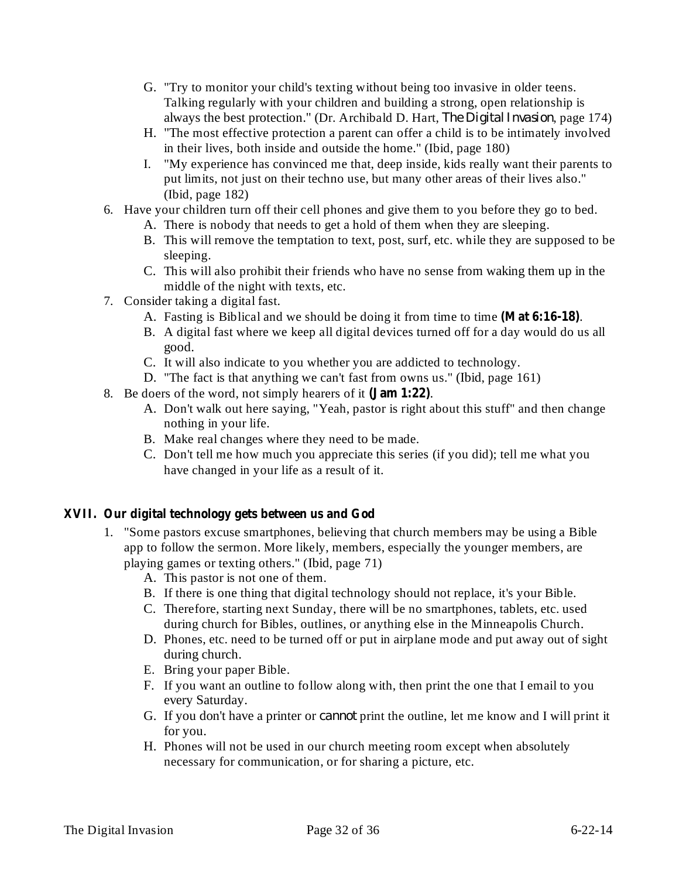G. "Try to monitor your child's texting without being too invasive in older teens. Talking regularly with your children and building a strong, open relationship is always the best protection." (Dr. Archibald D. Hart, *The Digital Invasion*, page 174)
   H. "The most effective protection a parent can offer a child is to be intimately involved in their lives, both inside and outside the home." (Ibid, page 180)
   I. "My experience has convinced me that, deep inside, kids really want their parents to put limits, not just on their techno use, but many other areas of their lives also." (Ibid, page 182)

6. Have your children turn off their cell phones and give them to you before they go to bed.
   A. There is nobody that needs to get a hold of them when they are sleeping.
   B. This will remove the temptation to text, post, surf, etc. while they are supposed to be sleeping.
   C. This will also prohibit their friends who have no sense from waking them up in the middle of the night with texts, etc.
7. Consider taking a digital fast.
   A. Fasting is Biblical and we should be doing it from time to time **(Mat 6:16-18)**.
   B. A digital fast where we keep all digital devices turned off for a day would do us all good.
   C. It will also indicate to you whether you are addicted to technology.
   D. "The fact is that anything we can't fast from owns us." (Ibid, page 161)
8. Be doers of the word, not simply hearers of it **(Jam 1:22)**.
   A. Don't walk out here saying, "Yeah, pastor is right about this stuff" and then change nothing in your life.
   B. Make real changes where they need to be made.
   C. Don't tell me how much you appreciate this series (if you did); tell me what you have changed in your life as a result of it.

## XVII. Our digital technology gets between us and God

1. "Some pastors excuse smartphones, believing that church members may be using a Bible app to follow the sermon. More likely, members, especially the younger members, are playing games or texting others." (Ibid, page 71)
   A. This pastor is not one of them.
   B. If there is one thing that digital technology should not replace, it's your Bible.
   C. Therefore, starting next Sunday, there will be no smartphones, tablets, etc. used during church for Bibles, outlines, or anything else in the Minneapolis Church.
   D. Phones, etc. need to be turned off or put in airplane mode and put away out of sight during church.
   E. Bring your paper Bible.
   F. If you want an outline to follow along with, then print the one that I email to you every Saturday.
   G. If you don't have a printer or cannot print the outline, let me know and I will print it for you.
   H. Phones will not be used in our church meeting room except when absolutely necessary for communication, or for sharing a picture, etc.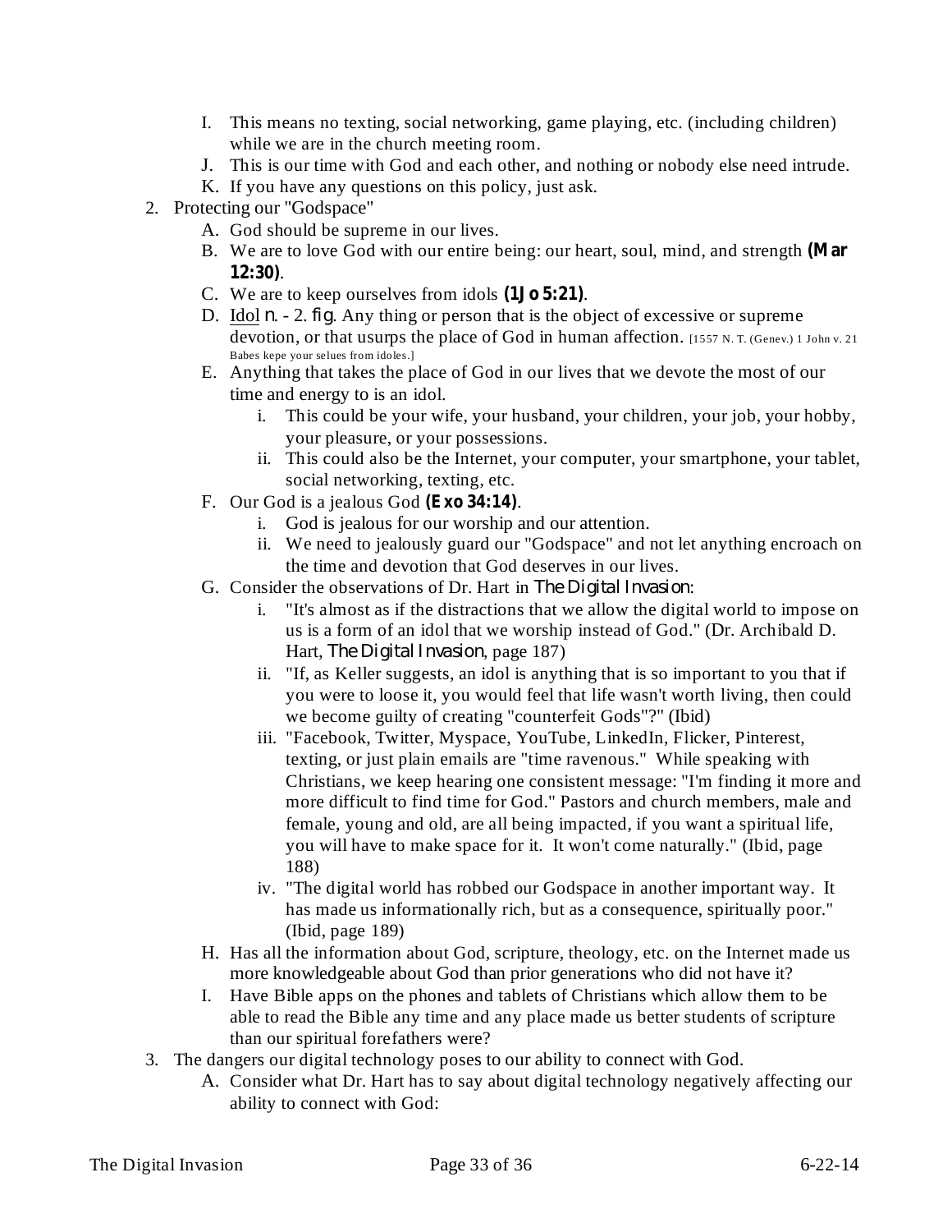I. This means no texting, social networking, game playing, etc. (including children) while we are in the church meeting room.
J. This is our time with God and each other, and nothing or nobody else need intrude.
K. If you have any questions on this policy, just ask.

2. Protecting our "Godspace"
   A. God should be supreme in our lives.
   B. We are to love God with our entire being: our heart, soul, mind, and strength **(Mar 12:30)**.
   C. We are to keep ourselves from idols **(1Jo 5:21)**.
   D. Idol *n.* - 2. *fig.* Any thing or person that is the object of excessive or supreme devotion, or that usurps the place of God in human affection. [1557 N. T. (Genev.) 1 John v. 21 Babes kepe your selues from idoles.]
   E. Anything that takes the place of God in our lives that we devote the most of our time and energy to is an idol.
      i. This could be your wife, your husband, your children, your job, your hobby, your pleasure, or your possessions.
      ii. This could also be the Internet, your computer, your smartphone, your tablet, social networking, texting, etc.
   F. Our God is a jealous God **(Exo 34:14)**.
      i. God is jealous for our worship and our attention.
      ii. We need to jealously guard our "Godspace" and not let anything encroach on the time and devotion that God deserves in our lives.
   G. Consider the observations of Dr. Hart in *The Digital Invasion*:
      i. "It's almost as if the distractions that we allow the digital world to impose on us is a form of an idol that we worship instead of God." (Dr. Archibald D. Hart, *The Digital Invasion*, page 187)
      ii. "If, as Keller suggests, an idol is anything that is so important to you that if you were to loose it, you would feel that life wasn't worth living, then could we become guilty of creating "counterfeit Gods"?" (Ibid)
      iii. "Facebook, Twitter, Myspace, YouTube, LinkedIn, Flicker, Pinterest, texting, or just plain emails are "time ravenous." While speaking with Christians, we keep hearing one consistent message: "I'm finding it more and more difficult to find time for God." Pastors and church members, male and female, young and old, are all being impacted, if you want a spiritual life, you will have to make space for it. It won't come naturally." (Ibid, page 188)
      iv. "The digital world has robbed our Godspace in another important way. It has made us informationally rich, but as a consequence, spiritually poor." (Ibid, page 189)
   H. Has all the information about God, scripture, theology, etc. on the Internet made us more knowledgeable about God than prior generations who did not have it?
   I. Have Bible apps on the phones and tablets of Christians which allow them to be able to read the Bible any time and any place made us better students of scripture than our spiritual forefathers were?

3. The dangers our digital technology poses to our ability to connect with God.
   A. Consider what Dr. Hart has to say about digital technology negatively affecting our ability to connect with God: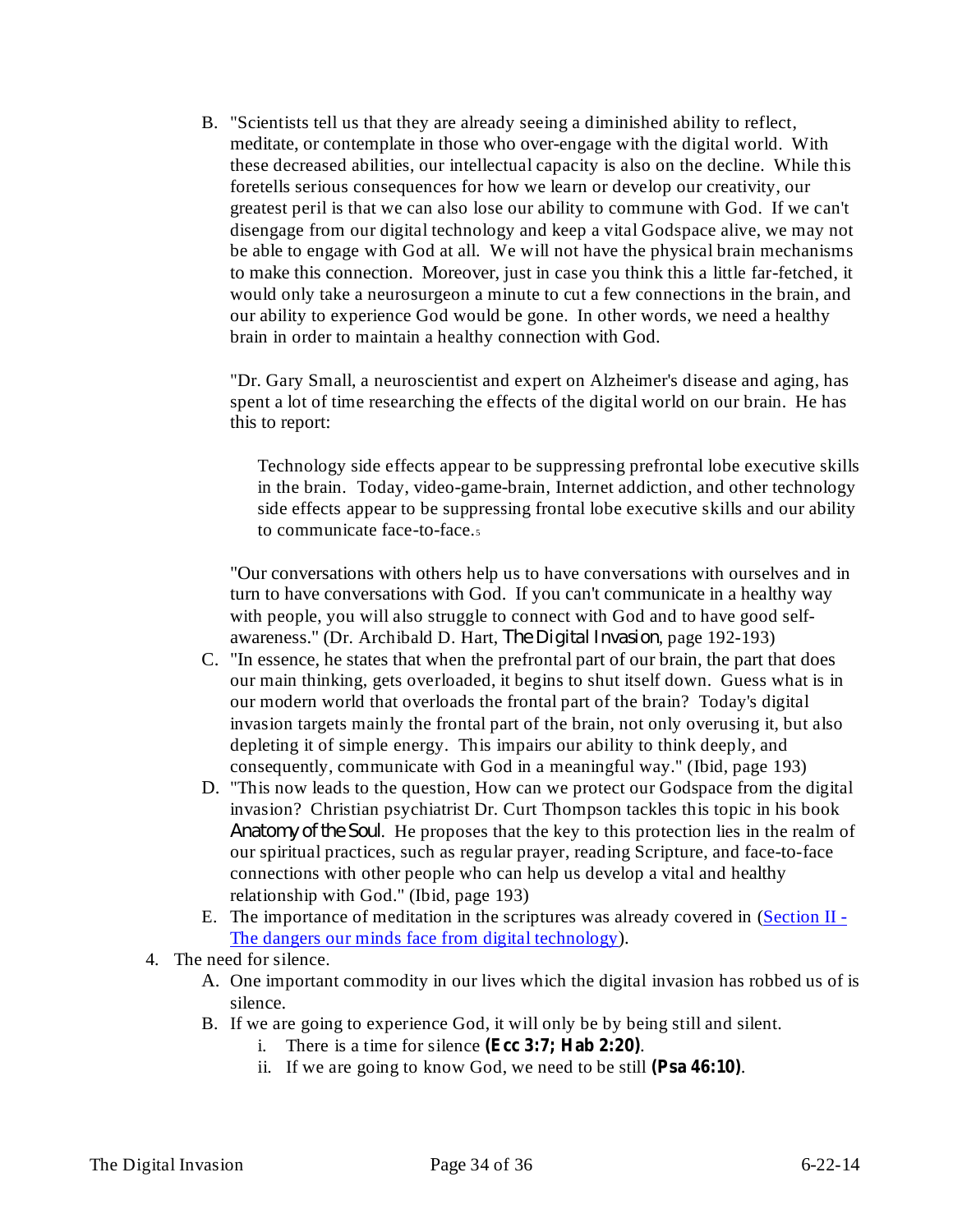B. "Scientists tell us that they are already seeing a diminished ability to reflect, meditate, or contemplate in those who over-engage with the digital world. With these decreased abilities, our intellectual capacity is also on the decline. While this foretells serious consequences for how we learn or develop our creativity, our greatest peril is that we can also lose our ability to commune with God. If we can't disengage from our digital technology and keep a vital Godspace alive, we may not be able to engage with God at all. We will not have the physical brain mechanisms to make this connection. Moreover, just in case you think this a little far-fetched, it would only take a neurosurgeon a minute to cut a few connections in the brain, and our ability to experience God would be gone. In other words, we need a healthy brain in order to maintain a healthy connection with God.

   "Dr. Gary Small, a neuroscientist and expert on Alzheimer's disease and aging, has spent a lot of time researching the effects of the digital world on our brain. He has this to report:

   > Technology side effects appear to be suppressing prefrontal lobe executive skills in the brain. Today, video-game-brain, Internet addiction, and other technology side effects appear to be suppressing frontal lobe executive skills and our ability to communicate face-to-face.[5]

   "Our conversations with others help us to have conversations with ourselves and in turn to have conversations with God. If you can't communicate in a healthy way with people, you will also struggle to connect with God and to have good self-awareness." (Dr. Archibald D. Hart, *The Digital Invasion*, page 192-193)

C. "In essence, he states that when the prefrontal part of our brain, the part that does our main thinking, gets overloaded, it begins to shut itself down. Guess what is in our modern world that overloads the frontal part of the brain? Today's digital invasion targets mainly the frontal part of the brain, not only overusing it, but also depleting it of simple energy. This impairs our ability to think deeply, and consequently, communicate with God in a meaningful way." (Ibid, page 193)

D. "This now leads to the question, How can we protect our Godspace from the digital invasion? Christian psychiatrist Dr. Curt Thompson tackles this topic in his book *Anatomy of the Soul*. He proposes that the key to this protection lies in the realm of our spiritual practices, such as regular prayer, reading Scripture, and face-to-face connections with other people who can help us develop a vital and healthy relationship with God." (Ibid, page 193)

E. The importance of meditation in the scriptures was already covered in (Section II - The dangers our minds face from digital technology).

4. The need for silence.
   A. One important commodity in our lives which the digital invasion has robbed us of is silence.
   B. If we are going to experience God, it will only be by being still and silent.
      i. There is a time for silence **(Ecc 3:7; Hab 2:20)**.
      ii. If we are going to know God, we need to be still **(Psa 46:10)**.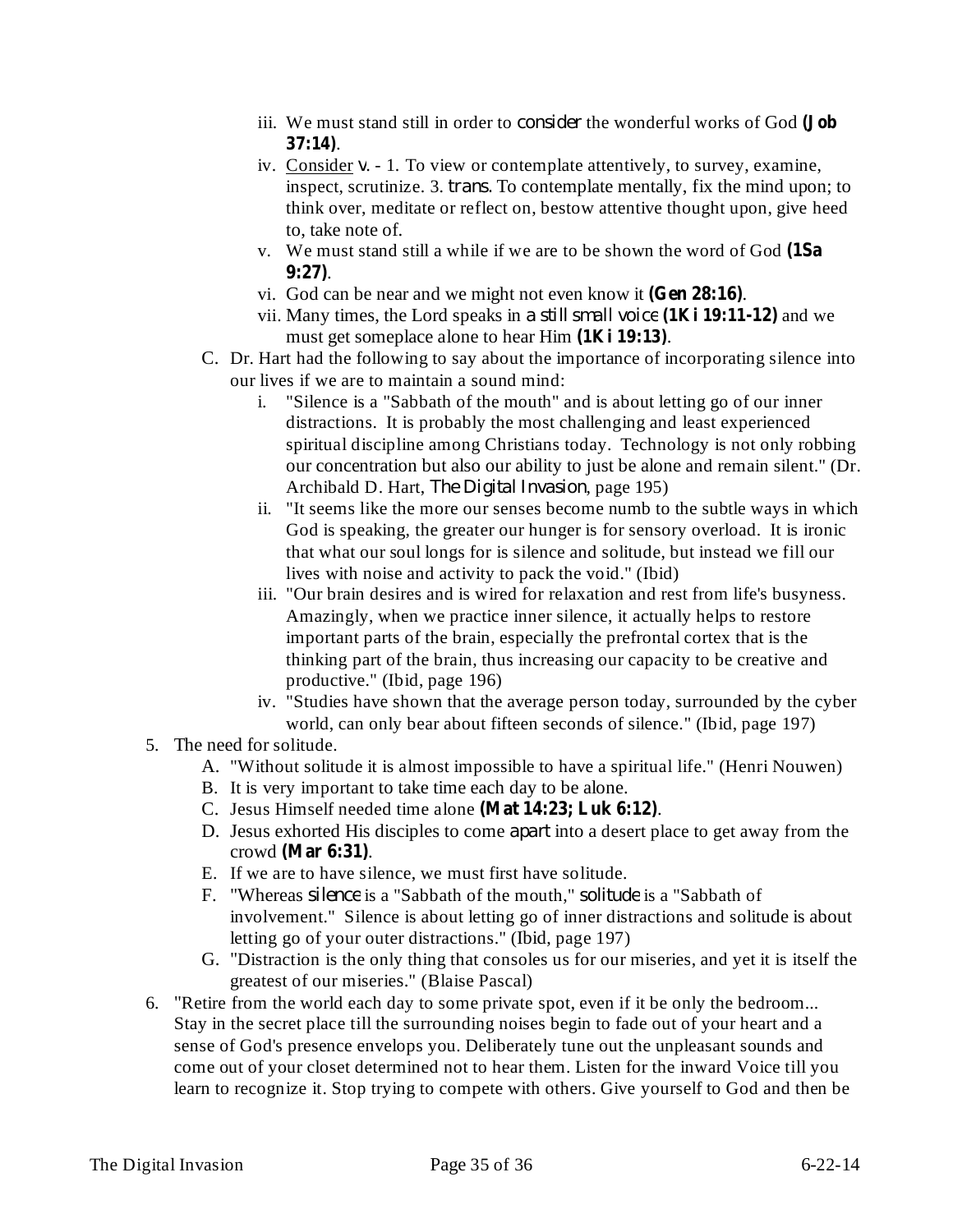- iii. We must stand still in order to *consider* the wonderful works of God **(Job 37:14)**.
   - iv. Consider *v.* - 1. To view or contemplate attentively, to survey, examine, inspect, scrutinize. 3. *trans.* To contemplate mentally, fix the mind upon; to think over, meditate or reflect on, bestow attentive thought upon, give heed to, take note of.
   - v. We must stand still a while if we are to be shown the word of God **(1Sa 9:27)**.
   - vi. God can be near and we might not even know it **(Gen 28:16)**.
   - vii. Many times, the Lord speaks in *a still small voice* **(1Ki 19:11-12)** and we must get someplace alone to hear Him **(1Ki 19:13)**.

C. Dr. Hart had the following to say about the importance of incorporating silence into our lives if we are to maintain a sound mind:
   - i. "Silence is a "Sabbath of the mouth" and is about letting go of our inner distractions. It is probably the most challenging and least experienced spiritual discipline among Christians today. Technology is not only robbing our concentration but also our ability to just be alone and remain silent." (Dr. Archibald D. Hart, *The Digital Invasion*, page 195)
   - ii. "It seems like the more our senses become numb to the subtle ways in which God is speaking, the greater our hunger is for sensory overload. It is ironic that what our soul longs for is silence and solitude, but instead we fill our lives with noise and activity to pack the void." (Ibid)
   - iii. "Our brain desires and is wired for relaxation and rest from life's busyness. Amazingly, when we practice inner silence, it actually helps to restore important parts of the brain, especially the prefrontal cortex that is the thinking part of the brain, thus increasing our capacity to be creative and productive." (Ibid, page 196)
   - iv. "Studies have shown that the average person today, surrounded by the cyber world, can only bear about fifteen seconds of silence." (Ibid, page 197)

5. The need for solitude.
   - A. "Without solitude it is almost impossible to have a spiritual life." (Henri Nouwen)
   - B. It is very important to take time each day to be alone.
   - C. Jesus Himself needed time alone **(Mat 14:23; Luk 6:12)**.
   - D. Jesus exhorted His disciples to come *apart* into a desert place to get away from the crowd **(Mar 6:31)**.
   - E. If we are to have silence, we must first have solitude.
   - F. "Whereas *silence* is a "Sabbath of the mouth," *solitude* is a "Sabbath of involvement." Silence is about letting go of inner distractions and solitude is about letting go of your outer distractions." (Ibid, page 197)
   - G. "Distraction is the only thing that consoles us for our miseries, and yet it is itself the greatest of our miseries." (Blaise Pascal)

6. "Retire from the world each day to some private spot, even if it be only the bedroom... Stay in the secret place till the surrounding noises begin to fade out of your heart and a sense of God's presence envelops you. Deliberately tune out the unpleasant sounds and come out of your closet determined not to hear them. Listen for the inward Voice till you learn to recognize it. Stop trying to compete with others. Give yourself to God and then be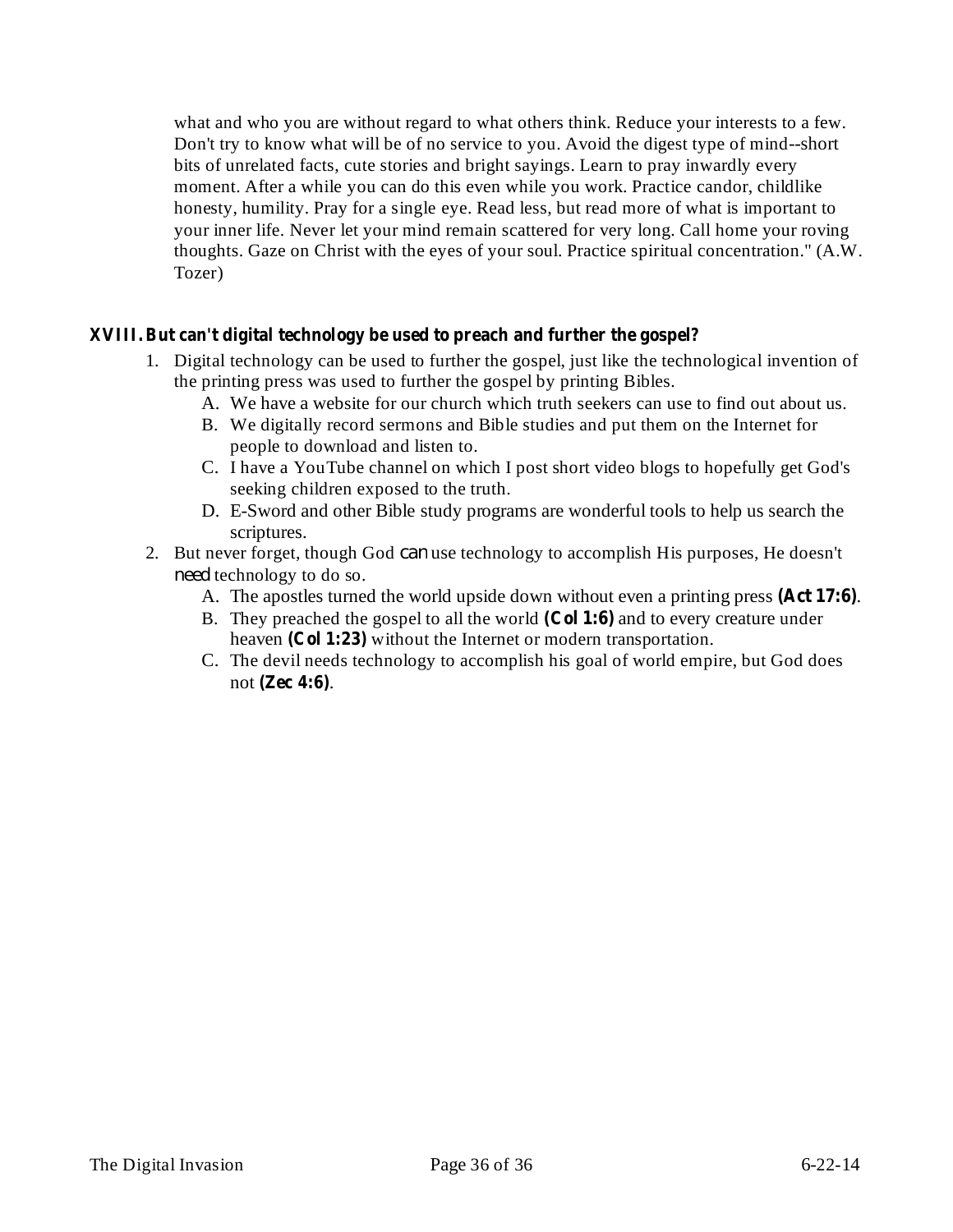what and who you are without regard to what others think. Reduce your interests to a few. Don't try to know what will be of no service to you. Avoid the digest type of mind--short bits of unrelated facts, cute stories and bright sayings. Learn to pray inwardly every moment. After a while you can do this even while you work. Practice candor, childlike honesty, humility. Pray for a single eye. Read less, but read more of what is important to your inner life. Never let your mind remain scattered for very long. Call home your roving thoughts. Gaze on Christ with the eyes of your soul. Practice spiritual concentration." (A.W. Tozer)

**XVIII. But can't digital technology be used to preach and further the gospel?**

1. Digital technology can be used to further the gospel, just like the technological invention of the printing press was used to further the gospel by printing Bibles.
   - A. We have a website for our church which truth seekers can use to find out about us.
   - B. We digitally record sermons and Bible studies and put them on the Internet for people to download and listen to.
   - C. I have a YouTube channel on which I post short video blogs to hopefully get God's seeking children exposed to the truth.
   - D. E-Sword and other Bible study programs are wonderful tools to help us search the scriptures.
2. But never forget, though God *can* use technology to accomplish His purposes, He doesn't *need* technology to do so.
   - A. The apostles turned the world upside down without even a printing press **(Act 17:6)**.
   - B. They preached the gospel to all the world **(Col 1:6)** and to every creature under heaven **(Col 1:23)** without the Internet or modern transportation.
   - C. The devil needs technology to accomplish his goal of world empire, but God does not **(Zec 4:6)**.